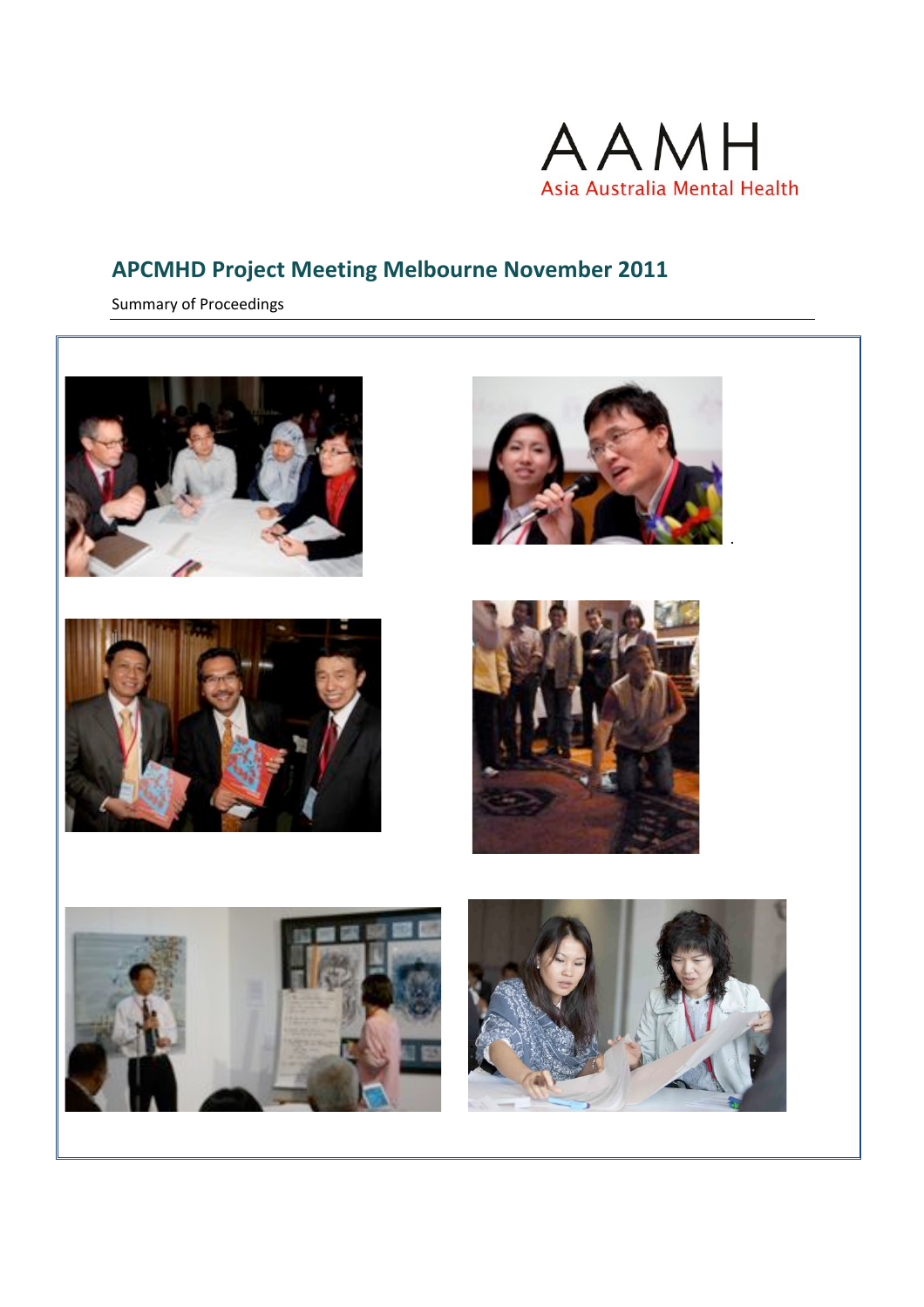AAMH
Asia Australia Mental Health

# APCMHD Project Meeting Melbourne November 2011

Summary of Proceedings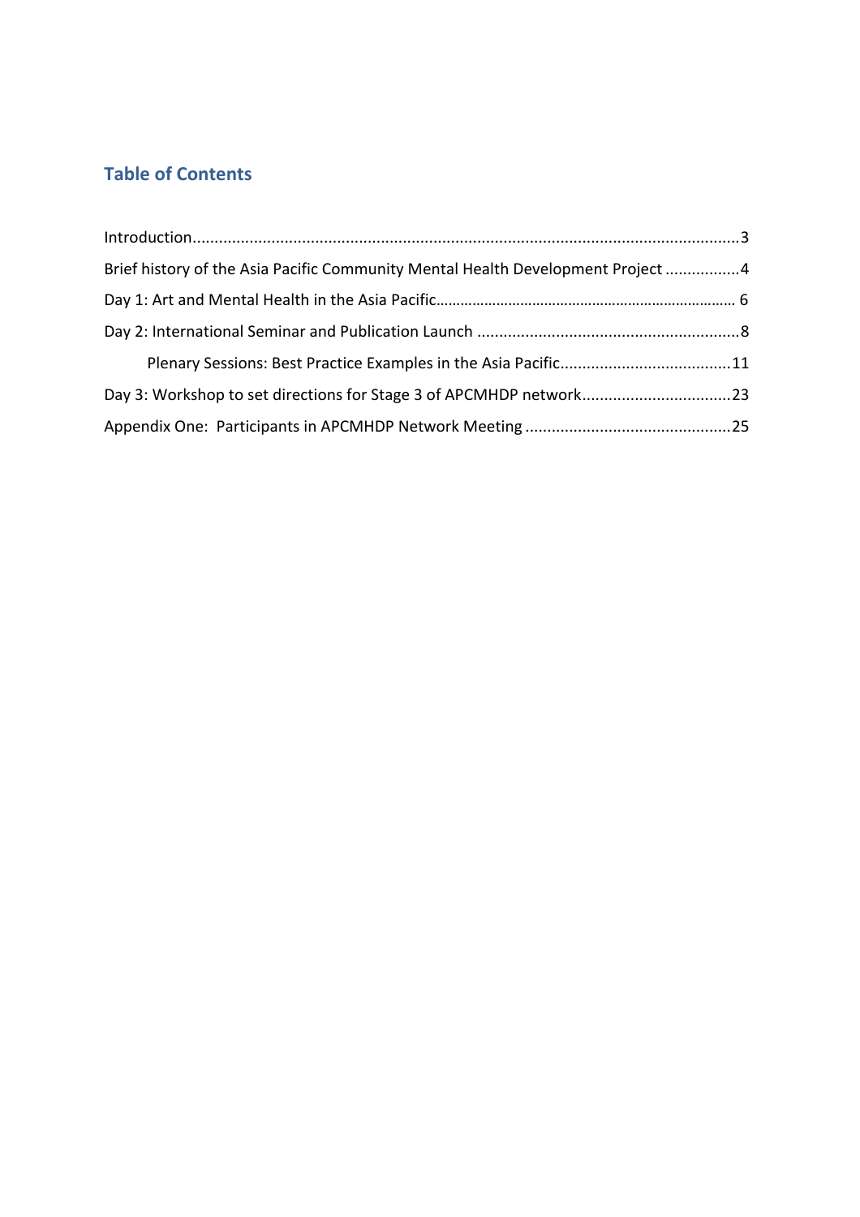## Table of Contents

Introduction....................................................................................................................3

Brief history of the Asia Pacific Community Mental Health Development Project .................4

Day 1: Art and Mental Health in the Asia Pacific........................................................................ 6

Day 2: International Seminar and Publication Launch ............................................................8

    Plenary Sessions: Best Practice Examples in the Asia Pacific.......................................11

Day 3: Workshop to set directions for Stage 3 of APCMHDP network.................................23

Appendix One: Participants in APCMHDP Network Meeting ..............................................25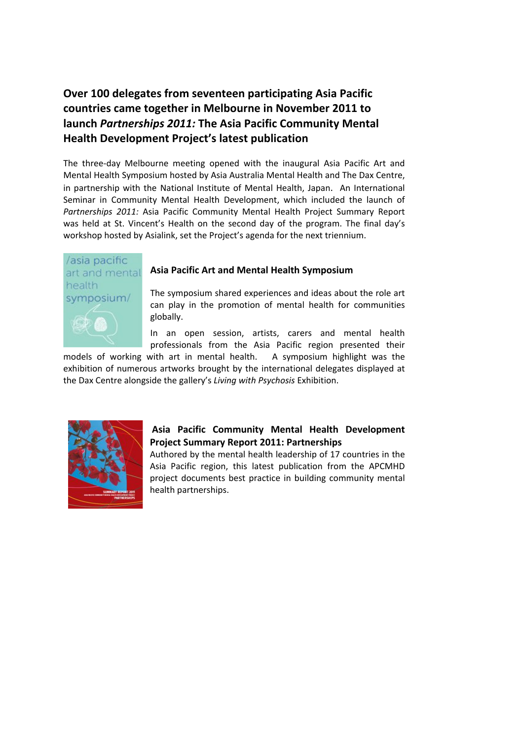## Over 100 delegates from seventeen participating Asia Pacific countries came together in Melbourne in November 2011 to launch *Partnerships 2011:* The Asia Pacific Community Mental Health Development Project's latest publication

The three-day Melbourne meeting opened with the inaugural Asia Pacific Art and Mental Health Symposium hosted by Asia Australia Mental Health and The Dax Centre, in partnership with the National Institute of Mental Health, Japan. An International Seminar in Community Mental Health Development, which included the launch of *Partnerships 2011:* Asia Pacific Community Mental Health Project Summary Report was held at St. Vincent's Health on the second day of the program. The final day's workshop hosted by Asialink, set the Project's agenda for the next triennium.

### Asia Pacific Art and Mental Health Symposium

The symposium shared experiences and ideas about the role art can play in the promotion of mental health for communities globally.

In an open session, artists, carers and mental health professionals from the Asia Pacific region presented their models of working with art in mental health. A symposium highlight was the exhibition of numerous artworks brought by the international delegates displayed at the Dax Centre alongside the gallery's *Living with Psychosis* Exhibition.

### Asia Pacific Community Mental Health Development Project Summary Report 2011: Partnerships

Authored by the mental health leadership of 17 countries in the Asia Pacific region, this latest publication from the APCMHD project documents best practice in building community mental health partnerships.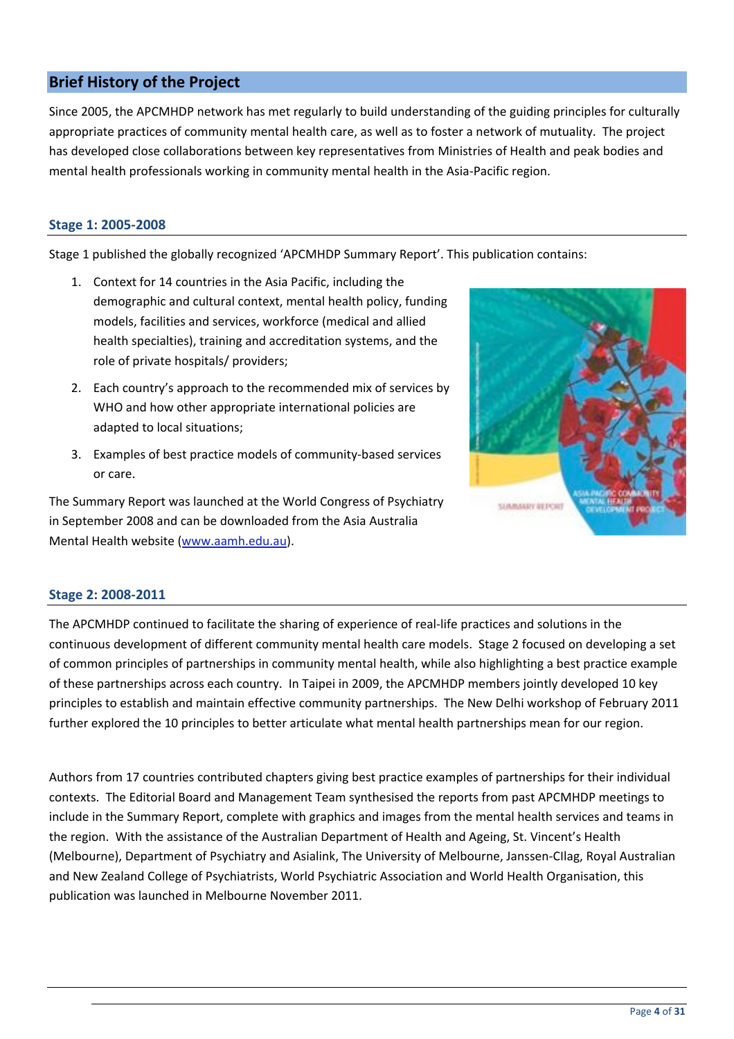## Brief History of the Project

Since 2005, the APCMHDP network has met regularly to build understanding of the guiding principles for culturally appropriate practices of community mental health care, as well as to foster a network of mutuality. The project has developed close collaborations between key representatives from Ministries of Health and peak bodies and mental health professionals working in community mental health in the Asia-Pacific region.

### Stage 1: 2005-2008

Stage 1 published the globally recognized 'APCMHDP Summary Report'. This publication contains:

1. Context for 14 countries in the Asia Pacific, including the demographic and cultural context, mental health policy, funding models, facilities and services, workforce (medical and allied health specialties), training and accreditation systems, and the role of private hospitals/ providers;
2. Each country's approach to the recommended mix of services by WHO and how other appropriate international policies are adapted to local situations;
3. Examples of best practice models of community-based services or care.

The Summary Report was launched at the World Congress of Psychiatry in September 2008 and can be downloaded from the Asia Australia Mental Health website (www.aamh.edu.au).

### Stage 2: 2008-2011

The APCMHDP continued to facilitate the sharing of experience of real-life practices and solutions in the continuous development of different community mental health care models. Stage 2 focused on developing a set of common principles of partnerships in community mental health, while also highlighting a best practice example of these partnerships across each country. In Taipei in 2009, the APCMHDP members jointly developed 10 key principles to establish and maintain effective community partnerships. The New Delhi workshop of February 2011 further explored the 10 principles to better articulate what mental health partnerships mean for our region.

Authors from 17 countries contributed chapters giving best practice examples of partnerships for their individual contexts. The Editorial Board and Management Team synthesised the reports from past APCMHDP meetings to include in the Summary Report, complete with graphics and images from the mental health services and teams in the region. With the assistance of the Australian Department of Health and Ageing, St. Vincent's Health (Melbourne), Department of Psychiatry and Asialink, The University of Melbourne, Janssen-Cilag, Royal Australian and New Zealand College of Psychiatrists, World Psychiatric Association and World Health Organisation, this publication was launched in Melbourne November 2011.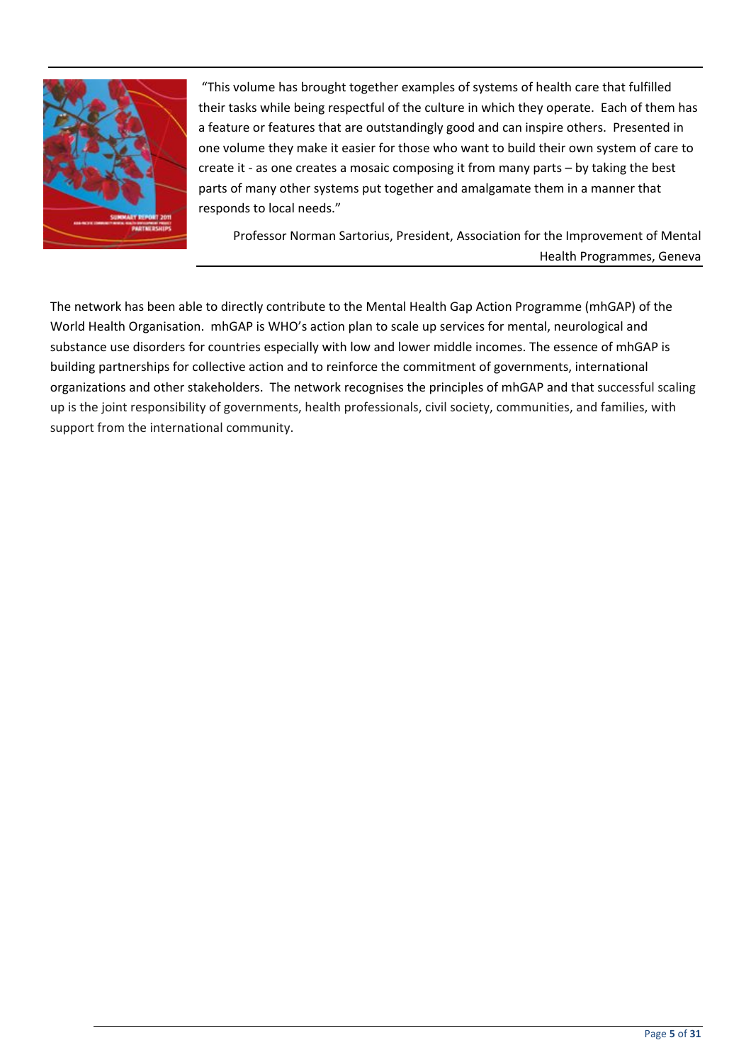"This volume has brought together examples of systems of health care that fulfilled their tasks while being respectful of the culture in which they operate. Each of them has a feature or features that are outstandingly good and can inspire others. Presented in one volume they make it easier for those who want to build their own system of care to create it - as one creates a mosaic composing it from many parts – by taking the best parts of many other systems put together and amalgamate them in a manner that responds to local needs."

Professor Norman Sartorius, President, Association for the Improvement of Mental Health Programmes, Geneva

The network has been able to directly contribute to the Mental Health Gap Action Programme (mhGAP) of the World Health Organisation. mhGAP is WHO's action plan to scale up services for mental, neurological and substance use disorders for countries especially with low and lower middle incomes. The essence of mhGAP is building partnerships for collective action and to reinforce the commitment of governments, international organizations and other stakeholders. The network recognises the principles of mhGAP and that successful scaling up is the joint responsibility of governments, health professionals, civil society, communities, and families, with support from the international community.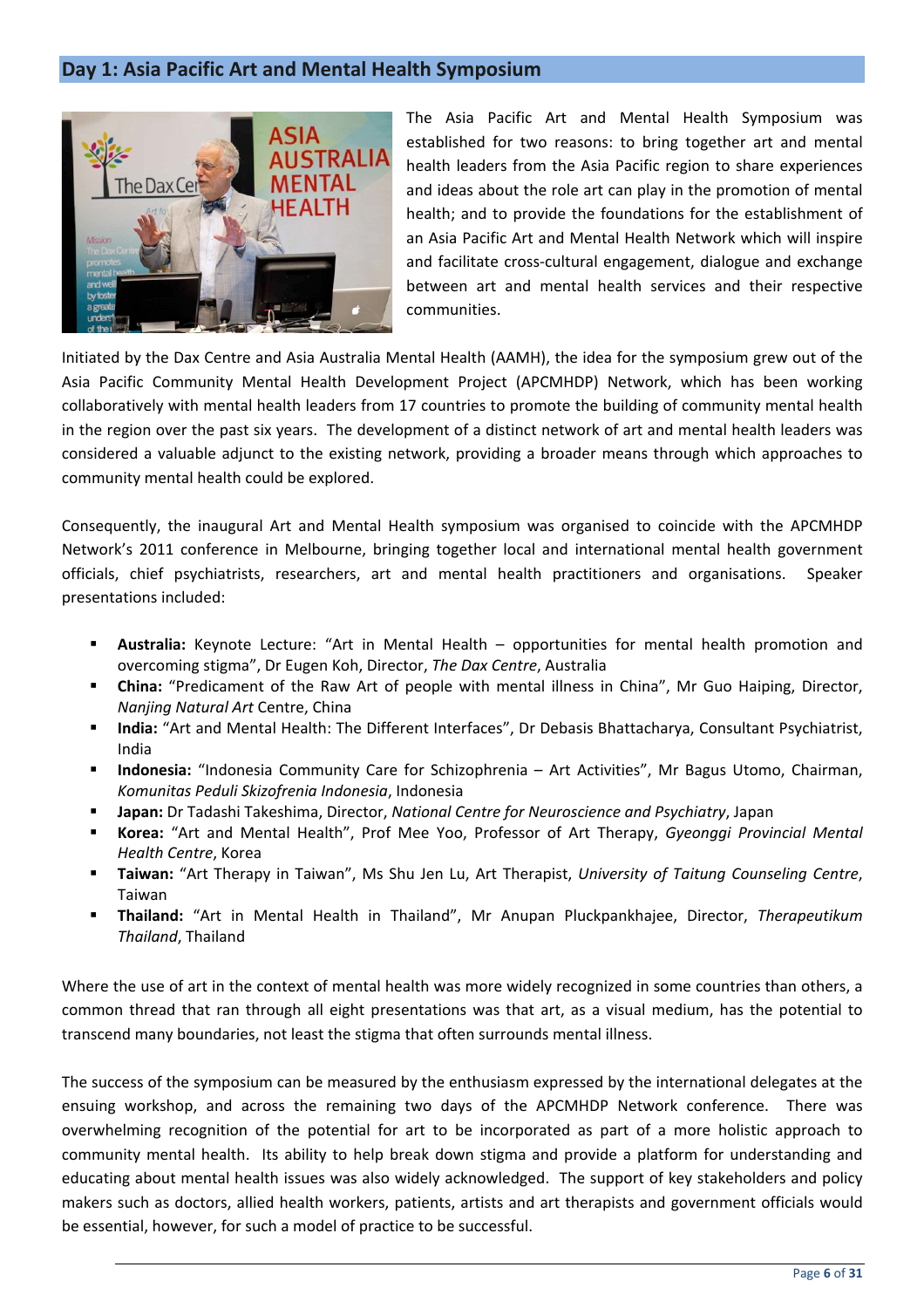## Day 1: Asia Pacific Art and Mental Health Symposium

The Asia Pacific Art and Mental Health Symposium was established for two reasons: to bring together art and mental health leaders from the Asia Pacific region to share experiences and ideas about the role art can play in the promotion of mental health; and to provide the foundations for the establishment of an Asia Pacific Art and Mental Health Network which will inspire and facilitate cross-cultural engagement, dialogue and exchange between art and mental health services and their respective communities.

Initiated by the Dax Centre and Asia Australia Mental Health (AAMH), the idea for the symposium grew out of the Asia Pacific Community Mental Health Development Project (APCMHDP) Network, which has been working collaboratively with mental health leaders from 17 countries to promote the building of community mental health in the region over the past six years. The development of a distinct network of art and mental health leaders was considered a valuable adjunct to the existing network, providing a broader means through which approaches to community mental health could be explored.

Consequently, the inaugural Art and Mental Health symposium was organised to coincide with the APCMHDP Network's 2011 conference in Melbourne, bringing together local and international mental health government officials, chief psychiatrists, researchers, art and mental health practitioners and organisations. Speaker presentations included:

- **Australia:** Keynote Lecture: "Art in Mental Health – opportunities for mental health promotion and overcoming stigma", Dr Eugen Koh, Director, *The Dax Centre*, Australia
- **China:** "Predicament of the Raw Art of people with mental illness in China", Mr Guo Haiping, Director, *Nanjing Natural Art* Centre, China
- **India:** "Art and Mental Health: The Different Interfaces", Dr Debasis Bhattacharya, Consultant Psychiatrist, India
- **Indonesia:** "Indonesia Community Care for Schizophrenia – Art Activities", Mr Bagus Utomo, Chairman, *Komunitas Peduli Skizofrenia Indonesia*, Indonesia
- **Japan:** Dr Tadashi Takeshima, Director, *National Centre for Neuroscience and Psychiatry*, Japan
- **Korea:** "Art and Mental Health", Prof Mee Yoo, Professor of Art Therapy, *Gyeonggi Provincial Mental Health Centre*, Korea
- **Taiwan:** "Art Therapy in Taiwan", Ms Shu Jen Lu, Art Therapist, *University of Taitung Counseling Centre*, Taiwan
- **Thailand:** "Art in Mental Health in Thailand", Mr Anupan Pluckpankhajee, Director, *Therapeutikum Thailand*, Thailand

Where the use of art in the context of mental health was more widely recognized in some countries than others, a common thread that ran through all eight presentations was that art, as a visual medium, has the potential to transcend many boundaries, not least the stigma that often surrounds mental illness.

The success of the symposium can be measured by the enthusiasm expressed by the international delegates at the ensuing workshop, and across the remaining two days of the APCMHDP Network conference. There was overwhelming recognition of the potential for art to be incorporated as part of a more holistic approach to community mental health. Its ability to help break down stigma and provide a platform for understanding and educating about mental health issues was also widely acknowledged. The support of key stakeholders and policy makers such as doctors, allied health workers, patients, artists and art therapists and government officials would be essential, however, for such a model of practice to be successful.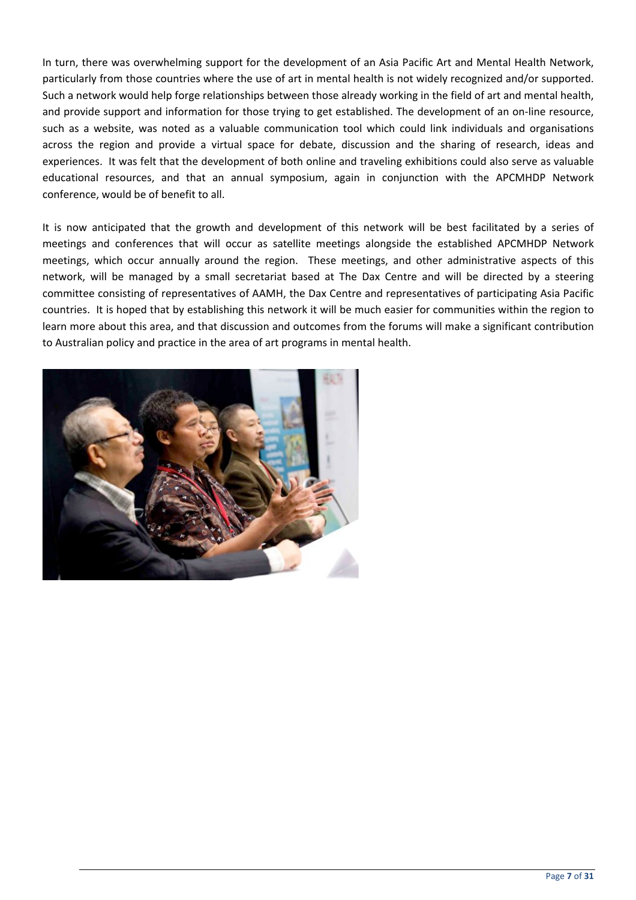In turn, there was overwhelming support for the development of an Asia Pacific Art and Mental Health Network, particularly from those countries where the use of art in mental health is not widely recognized and/or supported. Such a network would help forge relationships between those already working in the field of art and mental health, and provide support and information for those trying to get established. The development of an on-line resource, such as a website, was noted as a valuable communication tool which could link individuals and organisations across the region and provide a virtual space for debate, discussion and the sharing of research, ideas and experiences. It was felt that the development of both online and traveling exhibitions could also serve as valuable educational resources, and that an annual symposium, again in conjunction with the APCMHDP Network conference, would be of benefit to all.

It is now anticipated that the growth and development of this network will be best facilitated by a series of meetings and conferences that will occur as satellite meetings alongside the established APCMHDP Network meetings, which occur annually around the region. These meetings, and other administrative aspects of this network, will be managed by a small secretariat based at The Dax Centre and will be directed by a steering committee consisting of representatives of AAMH, the Dax Centre and representatives of participating Asia Pacific countries. It is hoped that by establishing this network it will be much easier for communities within the region to learn more about this area, and that discussion and outcomes from the forums will make a significant contribution to Australian policy and practice in the area of art programs in mental health.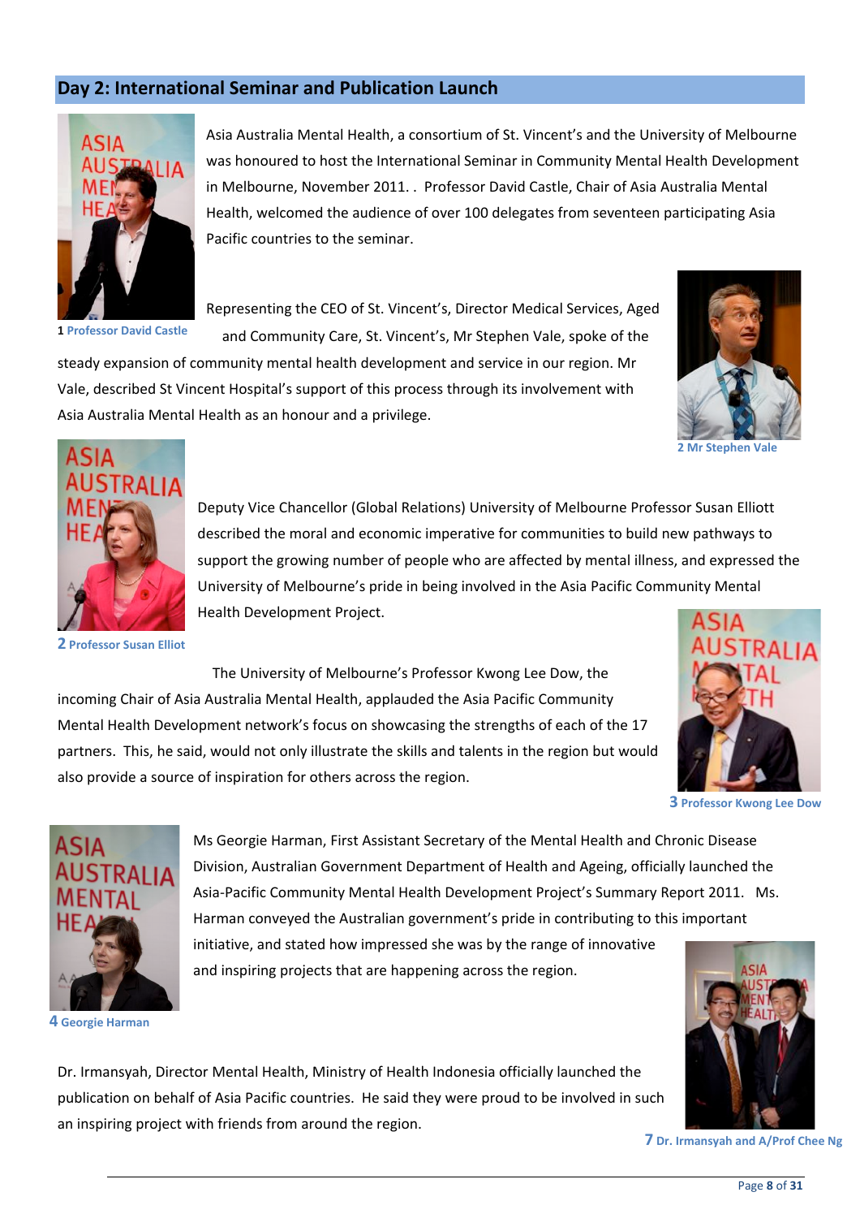## Day 2: International Seminar and Publication Launch

Asia Australia Mental Health, a consortium of St. Vincent's and the University of Melbourne was honoured to host the International Seminar in Community Mental Health Development in Melbourne, November 2011. . Professor David Castle, Chair of Asia Australia Mental Health, welcomed the audience of over 100 delegates from seventeen participating Asia Pacific countries to the seminar.

1 Professor David Castle

Representing the CEO of St. Vincent's, Director Medical Services, Aged and Community Care, St. Vincent's, Mr Stephen Vale, spoke of the steady expansion of community mental health development and service in our region. Mr Vale, described St Vincent Hospital's support of this process through its involvement with Asia Australia Mental Health as an honour and a privilege.

2 Mr Stephen Vale

Deputy Vice Chancellor (Global Relations) University of Melbourne Professor Susan Elliott described the moral and economic imperative for communities to build new pathways to support the growing number of people who are affected by mental illness, and expressed the University of Melbourne's pride in being involved in the Asia Pacific Community Mental Health Development Project.

2 Professor Susan Elliot

The University of Melbourne's Professor Kwong Lee Dow, the incoming Chair of Asia Australia Mental Health, applauded the Asia Pacific Community Mental Health Development network's focus on showcasing the strengths of each of the 17 partners. This, he said, would not only illustrate the skills and talents in the region but would also provide a source of inspiration for others across the region.

3 Professor Kwong Lee Dow

Ms Georgie Harman, First Assistant Secretary of the Mental Health and Chronic Disease Division, Australian Government Department of Health and Ageing, officially launched the Asia-Pacific Community Mental Health Development Project's Summary Report 2011. Ms. Harman conveyed the Australian government's pride in contributing to this important initiative, and stated how impressed she was by the range of innovative and inspiring projects that are happening across the region.

4 Georgie Harman

Dr. Irmansyah, Director Mental Health, Ministry of Health Indonesia officially launched the publication on behalf of Asia Pacific countries. He said they were proud to be involved in such an inspiring project with friends from around the region.

7 Dr. Irmansyah and A/Prof Chee Ng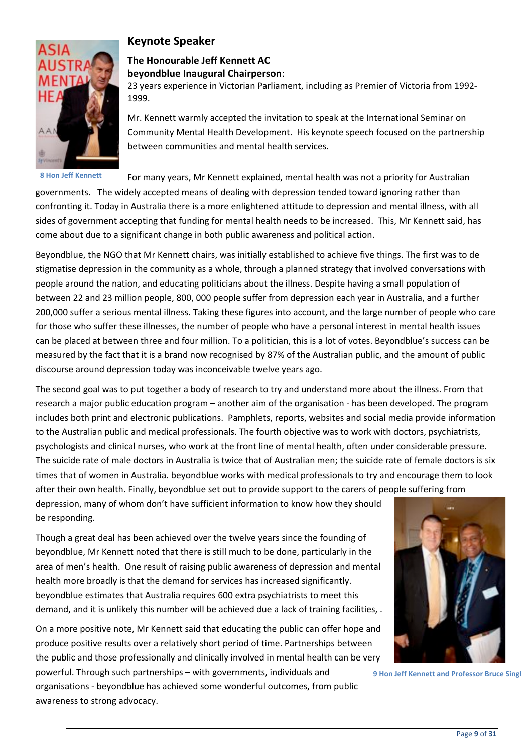## Keynote Speaker

**The Honourable Jeff Kennett AC**
**beyondblue Inaugural Chairperson**:
23 years experience in Victorian Parliament, including as Premier of Victoria from 1992-1999.

Mr. Kennett warmly accepted the invitation to speak at the International Seminar on Community Mental Health Development. His keynote speech focused on the partnership between communities and mental health services.

8 Hon Jeff Kennett

For many years, Mr Kennett explained, mental health was not a priority for Australian governments. The widely accepted means of dealing with depression tended toward ignoring rather than confronting it. Today in Australia there is a more enlightened attitude to depression and mental illness, with all sides of government accepting that funding for mental health needs to be increased. This, Mr Kennett said, has come about due to a significant change in both public awareness and political action.

Beyondblue, the NGO that Mr Kennett chairs, was initially established to achieve five things. The first was to de stigmatise depression in the community as a whole, through a planned strategy that involved conversations with people around the nation, and educating politicians about the illness. Despite having a small population of between 22 and 23 million people, 800, 000 people suffer from depression each year in Australia, and a further 200,000 suffer a serious mental illness. Taking these figures into account, and the large number of people who care for those who suffer these illnesses, the number of people who have a personal interest in mental health issues can be placed at between three and four million. To a politician, this is a lot of votes. Beyondblue's success can be measured by the fact that it is a brand now recognised by 87% of the Australian public, and the amount of public discourse around depression today was inconceivable twelve years ago.

The second goal was to put together a body of research to try and understand more about the illness. From that research a major public education program – another aim of the organisation - has been developed. The program includes both print and electronic publications. Pamphlets, reports, websites and social media provide information to the Australian public and medical professionals. The fourth objective was to work with doctors, psychiatrists, psychologists and clinical nurses, who work at the front line of mental health, often under considerable pressure. The suicide rate of male doctors in Australia is twice that of Australian men; the suicide rate of female doctors is six times that of women in Australia. beyondblue works with medical professionals to try and encourage them to look after their own health. Finally, beyondblue set out to provide support to the carers of people suffering from depression, many of whom don't have sufficient information to know how they should be responding.

Though a great deal has been achieved over the twelve years since the founding of beyondblue, Mr Kennett noted that there is still much to be done, particularly in the area of men's health. One result of raising public awareness of depression and mental health more broadly is that the demand for services has increased significantly. beyondblue estimates that Australia requires 600 extra psychiatrists to meet this demand, and it is unlikely this number will be achieved due a lack of training facilities, .

On a more positive note, Mr Kennett said that educating the public can offer hope and produce positive results over a relatively short period of time. Partnerships between the public and those professionally and clinically involved in mental health can be very powerful. Through such partnerships – with governments, individuals and organisations - beyondblue has achieved some wonderful outcomes, from public awareness to strong advocacy.

9 Hon Jeff Kennett and Professor Bruce Singh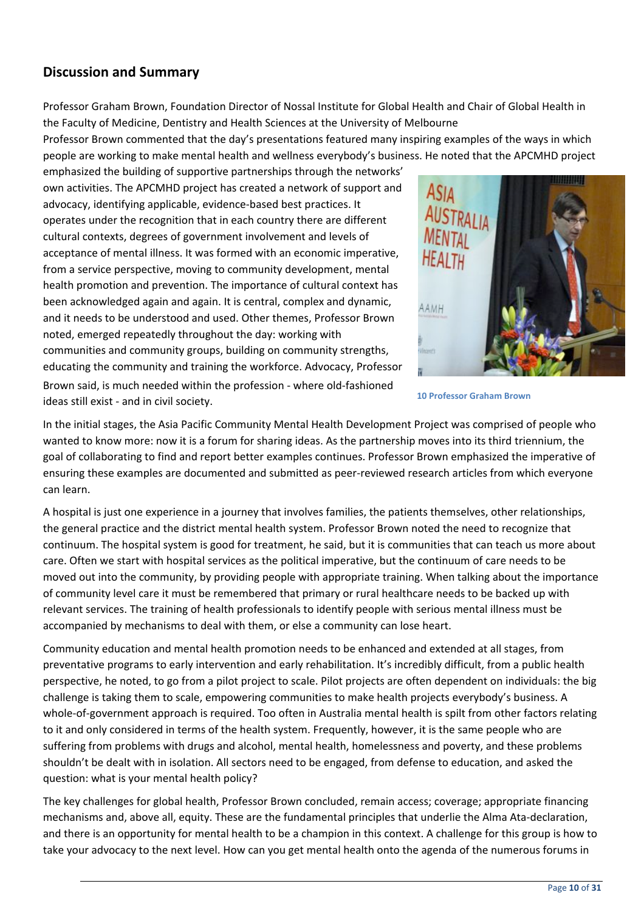## Discussion and Summary

Professor Graham Brown, Foundation Director of Nossal Institute for Global Health and Chair of Global Health in the Faculty of Medicine, Dentistry and Health Sciences at the University of Melbourne

Professor Brown commented that the day's presentations featured many inspiring examples of the ways in which people are working to make mental health and wellness everybody's business. He noted that the APCMHD project emphasized the building of supportive partnerships through the networks' own activities. The APCMHD project has created a network of support and advocacy, identifying applicable, evidence-based best practices. It operates under the recognition that in each country there are different cultural contexts, degrees of government involvement and levels of acceptance of mental illness. It was formed with an economic imperative, from a service perspective, moving to community development, mental health promotion and prevention. The importance of cultural context has been acknowledged again and again. It is central, complex and dynamic, and it needs to be understood and used. Other themes, Professor Brown noted, emerged repeatedly throughout the day: working with communities and community groups, building on community strengths, educating the community and training the workforce. Advocacy, Professor Brown said, is much needed within the profession - where old-fashioned ideas still exist - and in civil society.

10 Professor Graham Brown

In the initial stages, the Asia Pacific Community Mental Health Development Project was comprised of people who wanted to know more: now it is a forum for sharing ideas. As the partnership moves into its third triennium, the goal of collaborating to find and report better examples continues. Professor Brown emphasized the imperative of ensuring these examples are documented and submitted as peer-reviewed research articles from which everyone can learn.

A hospital is just one experience in a journey that involves families, the patients themselves, other relationships, the general practice and the district mental health system. Professor Brown noted the need to recognize that continuum. The hospital system is good for treatment, he said, but it is communities that can teach us more about care. Often we start with hospital services as the political imperative, but the continuum of care needs to be moved out into the community, by providing people with appropriate training. When talking about the importance of community level care it must be remembered that primary or rural healthcare needs to be backed up with relevant services. The training of health professionals to identify people with serious mental illness must be accompanied by mechanisms to deal with them, or else a community can lose heart.

Community education and mental health promotion needs to be enhanced and extended at all stages, from preventative programs to early intervention and early rehabilitation. It's incredibly difficult, from a public health perspective, he noted, to go from a pilot project to scale. Pilot projects are often dependent on individuals: the big challenge is taking them to scale, empowering communities to make health projects everybody's business. A whole-of-government approach is required. Too often in Australia mental health is spilt from other factors relating to it and only considered in terms of the health system. Frequently, however, it is the same people who are suffering from problems with drugs and alcohol, mental health, homelessness and poverty, and these problems shouldn't be dealt with in isolation. All sectors need to be engaged, from defense to education, and asked the question: what is your mental health policy?

The key challenges for global health, Professor Brown concluded, remain access; coverage; appropriate financing mechanisms and, above all, equity. These are the fundamental principles that underlie the Alma Ata-declaration, and there is an opportunity for mental health to be a champion in this context. A challenge for this group is how to take your advocacy to the next level. How can you get mental health onto the agenda of the numerous forums in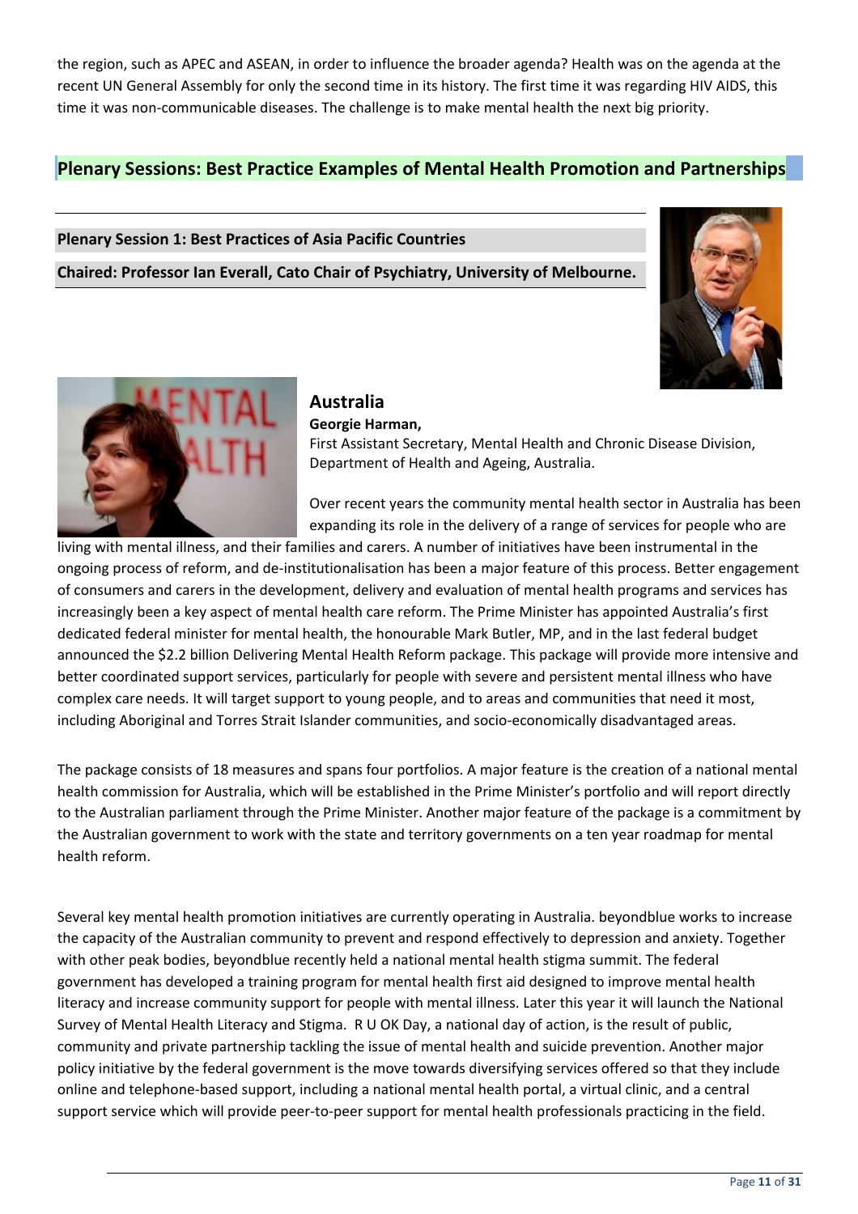the region, such as APEC and ASEAN, in order to influence the broader agenda? Health was on the agenda at the recent UN General Assembly for only the second time in its history. The first time it was regarding HIV AIDS, this time it was non-communicable diseases. The challenge is to make mental health the next big priority.

## Plenary Sessions: Best Practice Examples of Mental Health Promotion and Partnerships

**Plenary Session 1: Best Practices of Asia Pacific Countries**

**Chaired: Professor Ian Everall, Cato Chair of Psychiatry, University of Melbourne.**

### Australia

**Georgie Harman,**
First Assistant Secretary, Mental Health and Chronic Disease Division, Department of Health and Ageing, Australia.

Over recent years the community mental health sector in Australia has been expanding its role in the delivery of a range of services for people who are living with mental illness, and their families and carers. A number of initiatives have been instrumental in the ongoing process of reform, and de-institutionalisation has been a major feature of this process. Better engagement of consumers and carers in the development, delivery and evaluation of mental health programs and services has increasingly been a key aspect of mental health care reform. The Prime Minister has appointed Australia's first dedicated federal minister for mental health, the honourable Mark Butler, MP, and in the last federal budget announced the $2.2 billion Delivering Mental Health Reform package. This package will provide more intensive and better coordinated support services, particularly for people with severe and persistent mental illness who have complex care needs. It will target support to young people, and to areas and communities that need it most, including Aboriginal and Torres Strait Islander communities, and socio-economically disadvantaged areas.

The package consists of 18 measures and spans four portfolios. A major feature is the creation of a national mental health commission for Australia, which will be established in the Prime Minister's portfolio and will report directly to the Australian parliament through the Prime Minister. Another major feature of the package is a commitment by the Australian government to work with the state and territory governments on a ten year roadmap for mental health reform.

Several key mental health promotion initiatives are currently operating in Australia. beyondblue works to increase the capacity of the Australian community to prevent and respond effectively to depression and anxiety. Together with other peak bodies, beyondblue recently held a national mental health stigma summit. The federal government has developed a training program for mental health first aid designed to improve mental health literacy and increase community support for people with mental illness. Later this year it will launch the National Survey of Mental Health Literacy and Stigma. R U OK Day, a national day of action, is the result of public, community and private partnership tackling the issue of mental health and suicide prevention. Another major policy initiative by the federal government is the move towards diversifying services offered so that they include online and telephone-based support, including a national mental health portal, a virtual clinic, and a central support service which will provide peer-to-peer support for mental health professionals practicing in the field.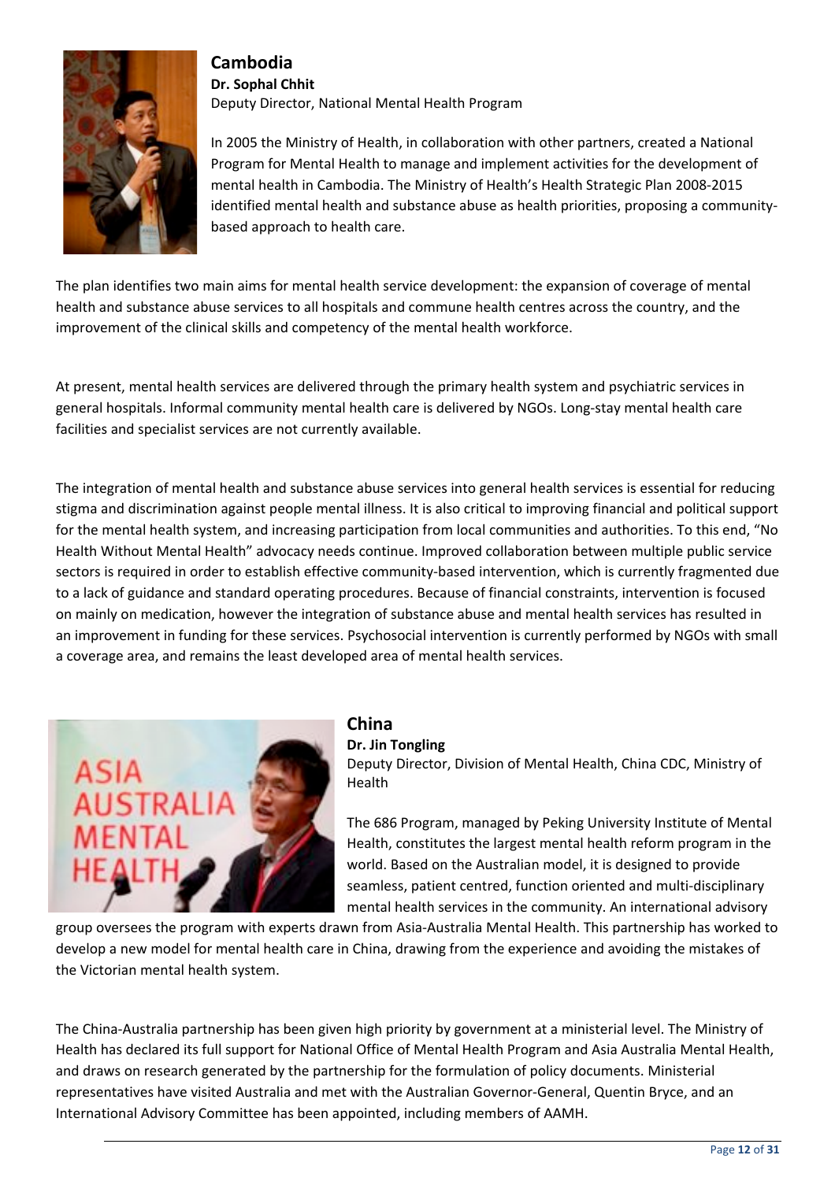## Cambodia

**Dr. Sophal Chhit**
Deputy Director, National Mental Health Program

In 2005 the Ministry of Health, in collaboration with other partners, created a National Program for Mental Health to manage and implement activities for the development of mental health in Cambodia. The Ministry of Health's Health Strategic Plan 2008-2015 identified mental health and substance abuse as health priorities, proposing a community-based approach to health care.

The plan identifies two main aims for mental health service development: the expansion of coverage of mental health and substance abuse services to all hospitals and commune health centres across the country, and the improvement of the clinical skills and competency of the mental health workforce.

At present, mental health services are delivered through the primary health system and psychiatric services in general hospitals. Informal community mental health care is delivered by NGOs. Long-stay mental health care facilities and specialist services are not currently available.

The integration of mental health and substance abuse services into general health services is essential for reducing stigma and discrimination against people mental illness. It is also critical to improving financial and political support for the mental health system, and increasing participation from local communities and authorities. To this end, "No Health Without Mental Health" advocacy needs continue. Improved collaboration between multiple public service sectors is required in order to establish effective community-based intervention, which is currently fragmented due to a lack of guidance and standard operating procedures. Because of financial constraints, intervention is focused on mainly on medication, however the integration of substance abuse and mental health services has resulted in an improvement in funding for these services. Psychosocial intervention is currently performed by NGOs with small a coverage area, and remains the least developed area of mental health services.

## China

**Dr. Jin Tongling**
Deputy Director, Division of Mental Health, China CDC, Ministry of Health

The 686 Program, managed by Peking University Institute of Mental Health, constitutes the largest mental health reform program in the world. Based on the Australian model, it is designed to provide seamless, patient centred, function oriented and multi-disciplinary mental health services in the community. An international advisory group oversees the program with experts drawn from Asia-Australia Mental Health. This partnership has worked to develop a new model for mental health care in China, drawing from the experience and avoiding the mistakes of the Victorian mental health system.

The China-Australia partnership has been given high priority by government at a ministerial level. The Ministry of Health has declared its full support for National Office of Mental Health Program and Asia Australia Mental Health, and draws on research generated by the partnership for the formulation of policy documents. Ministerial representatives have visited Australia and met with the Australian Governor-General, Quentin Bryce, and an International Advisory Committee has been appointed, including members of AAMH.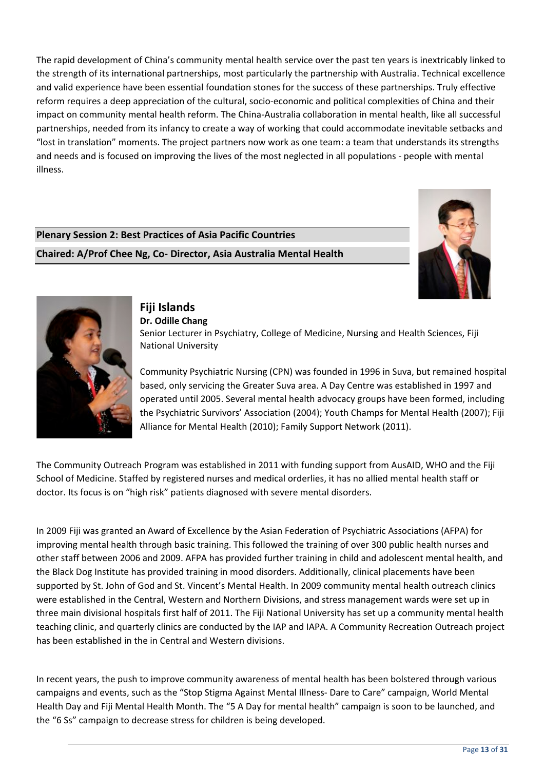The rapid development of China's community mental health service over the past ten years is inextricably linked to the strength of its international partnerships, most particularly the partnership with Australia. Technical excellence and valid experience have been essential foundation stones for the success of these partnerships. Truly effective reform requires a deep appreciation of the cultural, socio-economic and political complexities of China and their impact on community mental health reform. The China-Australia collaboration in mental health, like all successful partnerships, needed from its infancy to create a way of working that could accommodate inevitable setbacks and "lost in translation" moments. The project partners now work as one team: a team that understands its strengths and needs and is focused on improving the lives of the most neglected in all populations - people with mental illness.

**Plenary Session 2: Best Practices of Asia Pacific Countries**

**Chaired: A/Prof Chee Ng, Co- Director, Asia Australia Mental Health**

## Fiji Islands

**Dr. Odille Chang**

Senior Lecturer in Psychiatry, College of Medicine, Nursing and Health Sciences, Fiji National University

Community Psychiatric Nursing (CPN) was founded in 1996 in Suva, but remained hospital based, only servicing the Greater Suva area. A Day Centre was established in 1997 and operated until 2005. Several mental health advocacy groups have been formed, including the Psychiatric Survivors' Association (2004); Youth Champs for Mental Health (2007); Fiji Alliance for Mental Health (2010); Family Support Network (2011).

The Community Outreach Program was established in 2011 with funding support from AusAID, WHO and the Fiji School of Medicine. Staffed by registered nurses and medical orderlies, it has no allied mental health staff or doctor. Its focus is on "high risk" patients diagnosed with severe mental disorders.

In 2009 Fiji was granted an Award of Excellence by the Asian Federation of Psychiatric Associations (AFPA) for improving mental health through basic training. This followed the training of over 300 public health nurses and other staff between 2006 and 2009. AFPA has provided further training in child and adolescent mental health, and the Black Dog Institute has provided training in mood disorders. Additionally, clinical placements have been supported by St. John of God and St. Vincent's Mental Health. In 2009 community mental health outreach clinics were established in the Central, Western and Northern Divisions, and stress management wards were set up in three main divisional hospitals first half of 2011. The Fiji National University has set up a community mental health teaching clinic, and quarterly clinics are conducted by the IAP and IAPA. A Community Recreation Outreach project has been established in the in Central and Western divisions.

In recent years, the push to improve community awareness of mental health has been bolstered through various campaigns and events, such as the "Stop Stigma Against Mental Illness- Dare to Care" campaign, World Mental Health Day and Fiji Mental Health Month. The "5 A Day for mental health" campaign is soon to be launched, and the "6 Ss" campaign to decrease stress for children is being developed.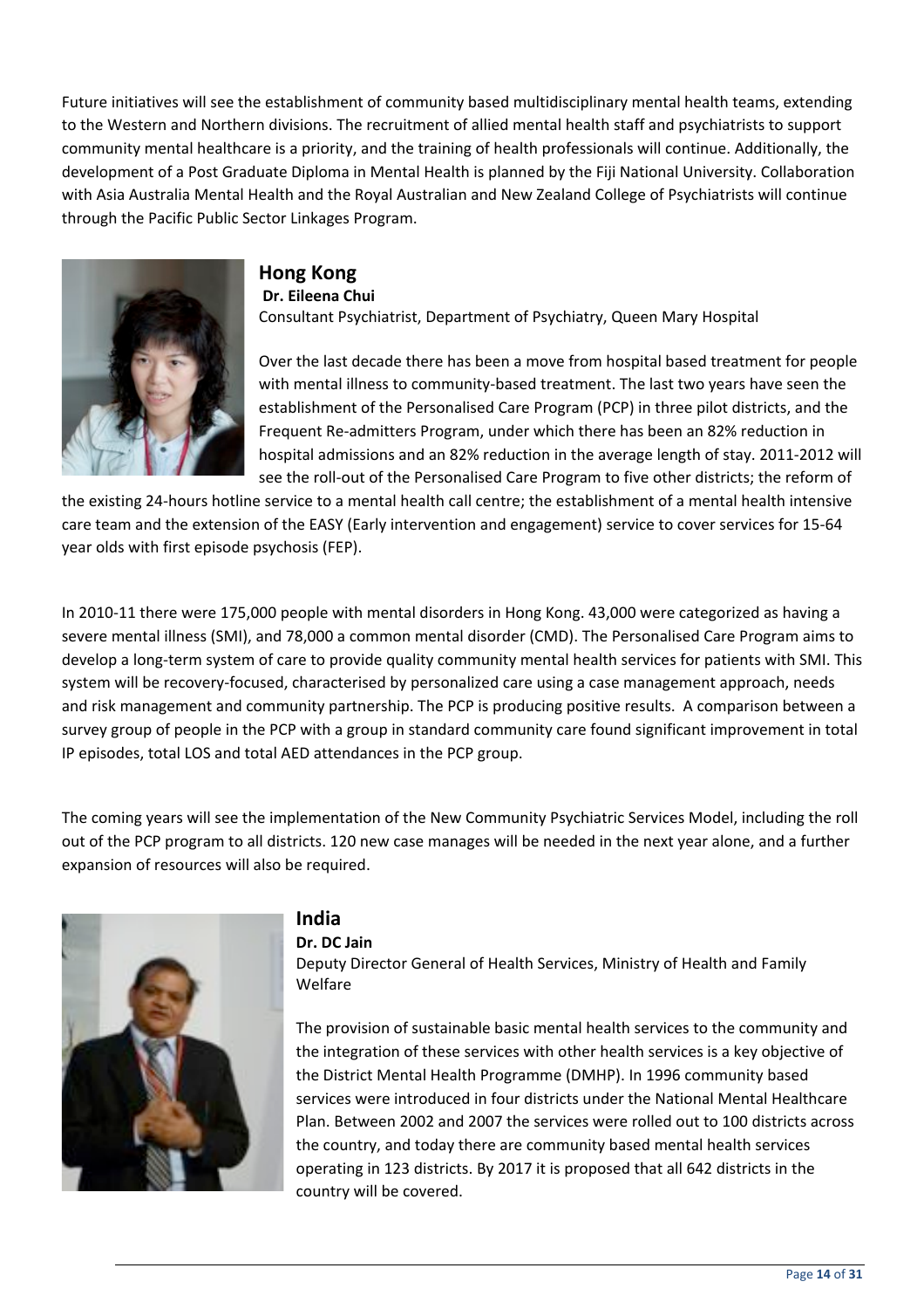Future initiatives will see the establishment of community based multidisciplinary mental health teams, extending to the Western and Northern divisions. The recruitment of allied mental health staff and psychiatrists to support community mental healthcare is a priority, and the training of health professionals will continue. Additionally, the development of a Post Graduate Diploma in Mental Health is planned by the Fiji National University. Collaboration with Asia Australia Mental Health and the Royal Australian and New Zealand College of Psychiatrists will continue through the Pacific Public Sector Linkages Program.

## Hong Kong

**Dr. Eileena Chui**

Consultant Psychiatrist, Department of Psychiatry, Queen Mary Hospital

Over the last decade there has been a move from hospital based treatment for people with mental illness to community-based treatment. The last two years have seen the establishment of the Personalised Care Program (PCP) in three pilot districts, and the Frequent Re-admitters Program, under which there has been an 82% reduction in hospital admissions and an 82% reduction in the average length of stay. 2011-2012 will see the roll-out of the Personalised Care Program to five other districts; the reform of the existing 24-hours hotline service to a mental health call centre; the establishment of a mental health intensive care team and the extension of the EASY (Early intervention and engagement) service to cover services for 15-64 year olds with first episode psychosis (FEP).

In 2010-11 there were 175,000 people with mental disorders in Hong Kong. 43,000 were categorized as having a severe mental illness (SMI), and 78,000 a common mental disorder (CMD). The Personalised Care Program aims to develop a long-term system of care to provide quality community mental health services for patients with SMI. This system will be recovery-focused, characterised by personalized care using a case management approach, needs and risk management and community partnership. The PCP is producing positive results. A comparison between a survey group of people in the PCP with a group in standard community care found significant improvement in total IP episodes, total LOS and total AED attendances in the PCP group.

The coming years will see the implementation of the New Community Psychiatric Services Model, including the roll out of the PCP program to all districts. 120 new case manages will be needed in the next year alone, and a further expansion of resources will also be required.

## India

**Dr. DC Jain**

Deputy Director General of Health Services, Ministry of Health and Family Welfare

The provision of sustainable basic mental health services to the community and the integration of these services with other health services is a key objective of the District Mental Health Programme (DMHP). In 1996 community based services were introduced in four districts under the National Mental Healthcare Plan. Between 2002 and 2007 the services were rolled out to 100 districts across the country, and today there are community based mental health services operating in 123 districts. By 2017 it is proposed that all 642 districts in the country will be covered.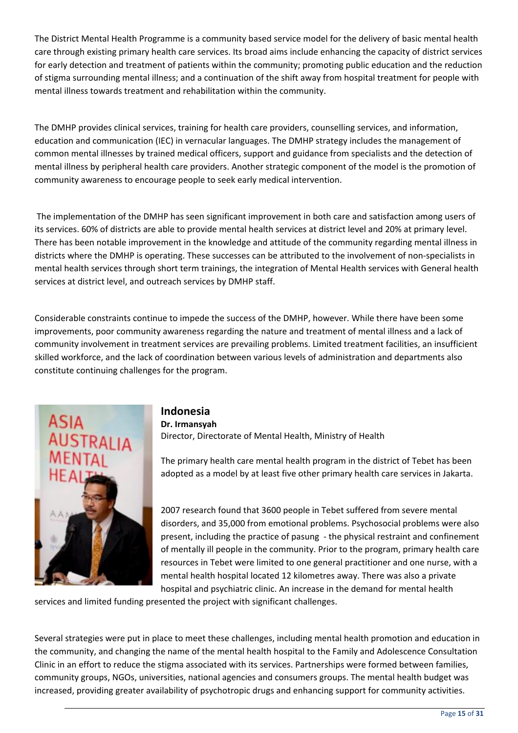The District Mental Health Programme is a community based service model for the delivery of basic mental health care through existing primary health care services. Its broad aims include enhancing the capacity of district services for early detection and treatment of patients within the community; promoting public education and the reduction of stigma surrounding mental illness; and a continuation of the shift away from hospital treatment for people with mental illness towards treatment and rehabilitation within the community.

The DMHP provides clinical services, training for health care providers, counselling services, and information, education and communication (IEC) in vernacular languages. The DMHP strategy includes the management of common mental illnesses by trained medical officers, support and guidance from specialists and the detection of mental illness by peripheral health care providers. Another strategic component of the model is the promotion of community awareness to encourage people to seek early medical intervention.

The implementation of the DMHP has seen significant improvement in both care and satisfaction among users of its services. 60% of districts are able to provide mental health services at district level and 20% at primary level. There has been notable improvement in the knowledge and attitude of the community regarding mental illness in districts where the DMHP is operating. These successes can be attributed to the involvement of non-specialists in mental health services through short term trainings, the integration of Mental Health services with General health services at district level, and outreach services by DMHP staff.

Considerable constraints continue to impede the success of the DMHP, however. While there have been some improvements, poor community awareness regarding the nature and treatment of mental illness and a lack of community involvement in treatment services are prevailing problems. Limited treatment facilities, an insufficient skilled workforce, and the lack of coordination between various levels of administration and departments also constitute continuing challenges for the program.

## Indonesia

**Dr. Irmansyah**
Director, Directorate of Mental Health, Ministry of Health

The primary health care mental health program in the district of Tebet has been adopted as a model by at least five other primary health care services in Jakarta.

2007 research found that 3600 people in Tebet suffered from severe mental disorders, and 35,000 from emotional problems. Psychosocial problems were also present, including the practice of pasung - the physical restraint and confinement of mentally ill people in the community. Prior to the program, primary health care resources in Tebet were limited to one general practitioner and one nurse, with a mental health hospital located 12 kilometres away. There was also a private hospital and psychiatric clinic. An increase in the demand for mental health services and limited funding presented the project with significant challenges.

Several strategies were put in place to meet these challenges, including mental health promotion and education in the community, and changing the name of the mental health hospital to the Family and Adolescence Consultation Clinic in an effort to reduce the stigma associated with its services. Partnerships were formed between families, community groups, NGOs, universities, national agencies and consumers groups. The mental health budget was increased, providing greater availability of psychotropic drugs and enhancing support for community activities.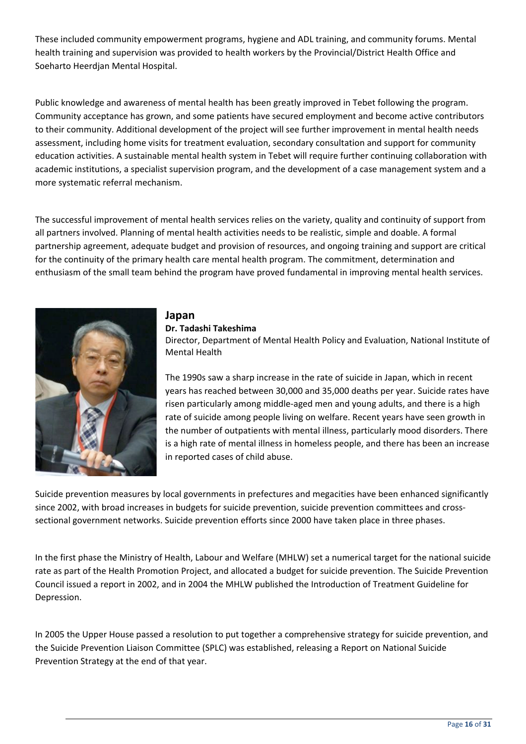These included community empowerment programs, hygiene and ADL training, and community forums. Mental health training and supervision was provided to health workers by the Provincial/District Health Office and Soeharto Heerdjan Mental Hospital.

Public knowledge and awareness of mental health has been greatly improved in Tebet following the program. Community acceptance has grown, and some patients have secured employment and become active contributors to their community. Additional development of the project will see further improvement in mental health needs assessment, including home visits for treatment evaluation, secondary consultation and support for community education activities. A sustainable mental health system in Tebet will require further continuing collaboration with academic institutions, a specialist supervision program, and the development of a case management system and a more systematic referral mechanism.

The successful improvement of mental health services relies on the variety, quality and continuity of support from all partners involved. Planning of mental health activities needs to be realistic, simple and doable. A formal partnership agreement, adequate budget and provision of resources, and ongoing training and support are critical for the continuity of the primary health care mental health program. The commitment, determination and enthusiasm of the small team behind the program have proved fundamental in improving mental health services.

## Japan

**Dr. Tadashi Takeshima**

Director, Department of Mental Health Policy and Evaluation, National Institute of Mental Health

The 1990s saw a sharp increase in the rate of suicide in Japan, which in recent years has reached between 30,000 and 35,000 deaths per year. Suicide rates have risen particularly among middle-aged men and young adults, and there is a high rate of suicide among people living on welfare. Recent years have seen growth in the number of outpatients with mental illness, particularly mood disorders. There is a high rate of mental illness in homeless people, and there has been an increase in reported cases of child abuse.

Suicide prevention measures by local governments in prefectures and megacities have been enhanced significantly since 2002, with broad increases in budgets for suicide prevention, suicide prevention committees and cross-sectional government networks. Suicide prevention efforts since 2000 have taken place in three phases.

In the first phase the Ministry of Health, Labour and Welfare (MHLW) set a numerical target for the national suicide rate as part of the Health Promotion Project, and allocated a budget for suicide prevention. The Suicide Prevention Council issued a report in 2002, and in 2004 the MHLW published the Introduction of Treatment Guideline for Depression.

In 2005 the Upper House passed a resolution to put together a comprehensive strategy for suicide prevention, and the Suicide Prevention Liaison Committee (SPLC) was established, releasing a Report on National Suicide Prevention Strategy at the end of that year.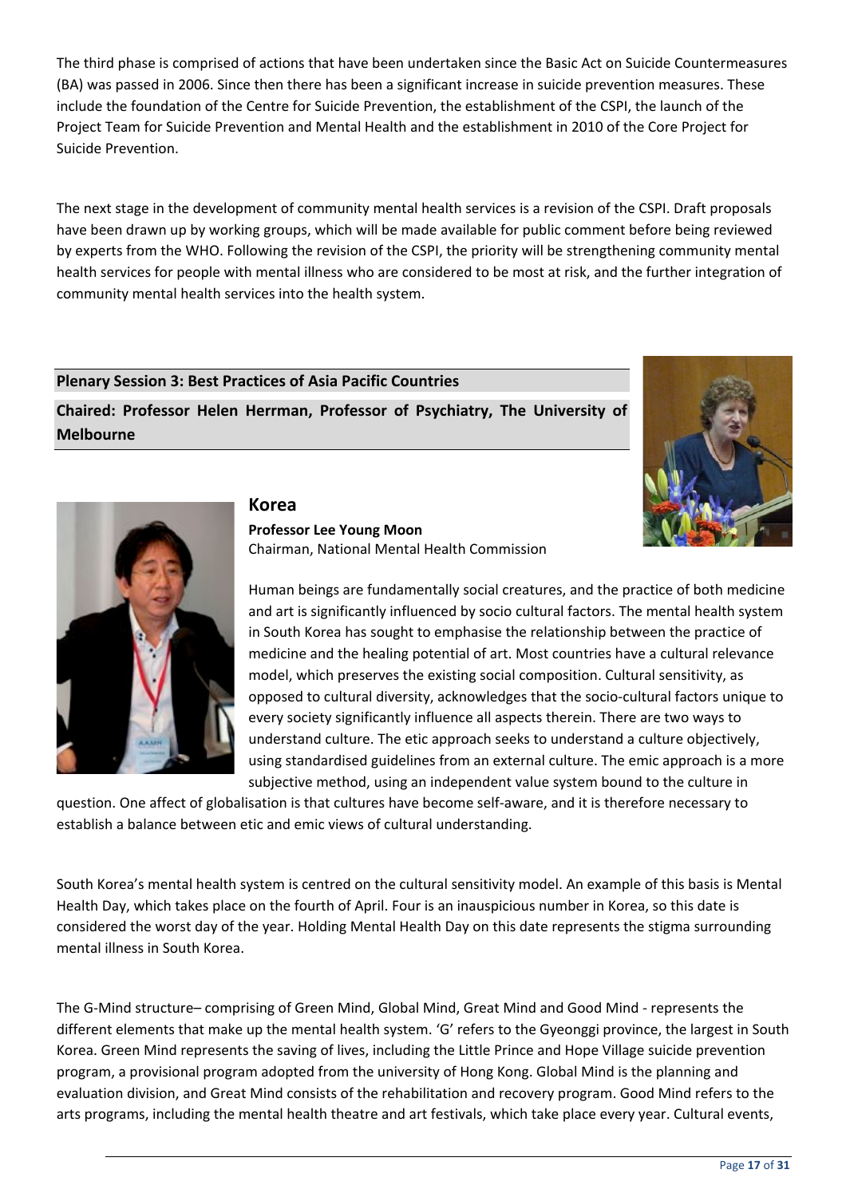The third phase is comprised of actions that have been undertaken since the Basic Act on Suicide Countermeasures (BA) was passed in 2006. Since then there has been a significant increase in suicide prevention measures. These include the foundation of the Centre for Suicide Prevention, the establishment of the CSPI, the launch of the Project Team for Suicide Prevention and Mental Health and the establishment in 2010 of the Core Project for Suicide Prevention.

The next stage in the development of community mental health services is a revision of the CSPI. Draft proposals have been drawn up by working groups, which will be made available for public comment before being reviewed by experts from the WHO. Following the revision of the CSPI, the priority will be strengthening community mental health services for people with mental illness who are considered to be most at risk, and the further integration of community mental health services into the health system.

## Plenary Session 3: Best Practices of Asia Pacific Countries

**Chaired: Professor Helen Herrman, Professor of Psychiatry, The University of Melbourne**

### Korea

**Professor Lee Young Moon**
Chairman, National Mental Health Commission

Human beings are fundamentally social creatures, and the practice of both medicine and art is significantly influenced by socio cultural factors. The mental health system in South Korea has sought to emphasise the relationship between the practice of medicine and the healing potential of art. Most countries have a cultural relevance model, which preserves the existing social composition. Cultural sensitivity, as opposed to cultural diversity, acknowledges that the socio-cultural factors unique to every society significantly influence all aspects therein. There are two ways to understand culture. The etic approach seeks to understand a culture objectively, using standardised guidelines from an external culture. The emic approach is a more subjective method, using an independent value system bound to the culture in question. One affect of globalisation is that cultures have become self-aware, and it is therefore necessary to establish a balance between etic and emic views of cultural understanding.

South Korea's mental health system is centred on the cultural sensitivity model. An example of this basis is Mental Health Day, which takes place on the fourth of April. Four is an inauspicious number in Korea, so this date is considered the worst day of the year. Holding Mental Health Day on this date represents the stigma surrounding mental illness in South Korea.

The G-Mind structure– comprising of Green Mind, Global Mind, Great Mind and Good Mind - represents the different elements that make up the mental health system. 'G' refers to the Gyeonggi province, the largest in South Korea. Green Mind represents the saving of lives, including the Little Prince and Hope Village suicide prevention program, a provisional program adopted from the university of Hong Kong. Global Mind is the planning and evaluation division, and Great Mind consists of the rehabilitation and recovery program. Good Mind refers to the arts programs, including the mental health theatre and art festivals, which take place every year. Cultural events,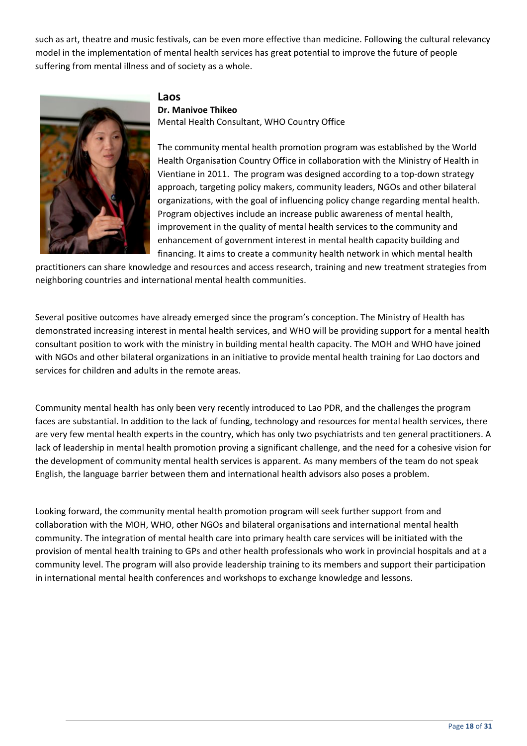such as art, theatre and music festivals, can be even more effective than medicine. Following the cultural relevancy model in the implementation of mental health services has great potential to improve the future of people suffering from mental illness and of society as a whole.

## Laos

**Dr. Manivoe Thikeo**
Mental Health Consultant, WHO Country Office

The community mental health promotion program was established by the World Health Organisation Country Office in collaboration with the Ministry of Health in Vientiane in 2011. The program was designed according to a top-down strategy approach, targeting policy makers, community leaders, NGOs and other bilateral organizations, with the goal of influencing policy change regarding mental health. Program objectives include an increase public awareness of mental health, improvement in the quality of mental health services to the community and enhancement of government interest in mental health capacity building and financing. It aims to create a community health network in which mental health practitioners can share knowledge and resources and access research, training and new treatment strategies from neighboring countries and international mental health communities.

Several positive outcomes have already emerged since the program's conception. The Ministry of Health has demonstrated increasing interest in mental health services, and WHO will be providing support for a mental health consultant position to work with the ministry in building mental health capacity. The MOH and WHO have joined with NGOs and other bilateral organizations in an initiative to provide mental health training for Lao doctors and services for children and adults in the remote areas.

Community mental health has only been very recently introduced to Lao PDR, and the challenges the program faces are substantial. In addition to the lack of funding, technology and resources for mental health services, there are very few mental health experts in the country, which has only two psychiatrists and ten general practitioners. A lack of leadership in mental health promotion proving a significant challenge, and the need for a cohesive vision for the development of community mental health services is apparent. As many members of the team do not speak English, the language barrier between them and international health advisors also poses a problem.

Looking forward, the community mental health promotion program will seek further support from and collaboration with the MOH, WHO, other NGOs and bilateral organisations and international mental health community. The integration of mental health care into primary health care services will be initiated with the provision of mental health training to GPs and other health professionals who work in provincial hospitals and at a community level. The program will also provide leadership training to its members and support their participation in international mental health conferences and workshops to exchange knowledge and lessons.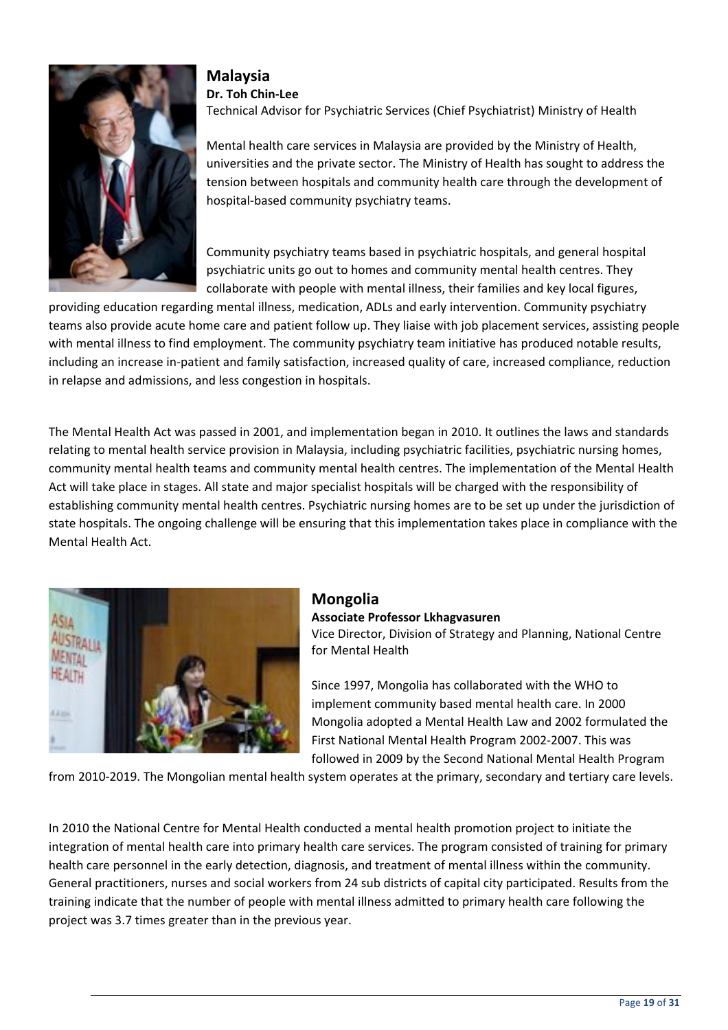## Malaysia

**Dr. Toh Chin-Lee**

Technical Advisor for Psychiatric Services (Chief Psychiatrist) Ministry of Health

Mental health care services in Malaysia are provided by the Ministry of Health, universities and the private sector. The Ministry of Health has sought to address the tension between hospitals and community health care through the development of hospital-based community psychiatry teams.

Community psychiatry teams based in psychiatric hospitals, and general hospital psychiatric units go out to homes and community mental health centres. They collaborate with people with mental illness, their families and key local figures, providing education regarding mental illness, medication, ADLs and early intervention. Community psychiatry teams also provide acute home care and patient follow up. They liaise with job placement services, assisting people with mental illness to find employment. The community psychiatry team initiative has produced notable results, including an increase in-patient and family satisfaction, increased quality of care, increased compliance, reduction in relapse and admissions, and less congestion in hospitals.

The Mental Health Act was passed in 2001, and implementation began in 2010. It outlines the laws and standards relating to mental health service provision in Malaysia, including psychiatric facilities, psychiatric nursing homes, community mental health teams and community mental health centres. The implementation of the Mental Health Act will take place in stages. All state and major specialist hospitals will be charged with the responsibility of establishing community mental health centres. Psychiatric nursing homes are to be set up under the jurisdiction of state hospitals. The ongoing challenge will be ensuring that this implementation takes place in compliance with the Mental Health Act.

## Mongolia

**Associate Professor Lkhagvasuren**

Vice Director, Division of Strategy and Planning, National Centre for Mental Health

Since 1997, Mongolia has collaborated with the WHO to implement community based mental health care. In 2000 Mongolia adopted a Mental Health Law and 2002 formulated the First National Mental Health Program 2002-2007. This was followed in 2009 by the Second National Mental Health Program from 2010-2019. The Mongolian mental health system operates at the primary, secondary and tertiary care levels.

In 2010 the National Centre for Mental Health conducted a mental health promotion project to initiate the integration of mental health care into primary health care services. The program consisted of training for primary health care personnel in the early detection, diagnosis, and treatment of mental illness within the community. General practitioners, nurses and social workers from 24 sub districts of capital city participated. Results from the training indicate that the number of people with mental illness admitted to primary health care following the project was 3.7 times greater than in the previous year.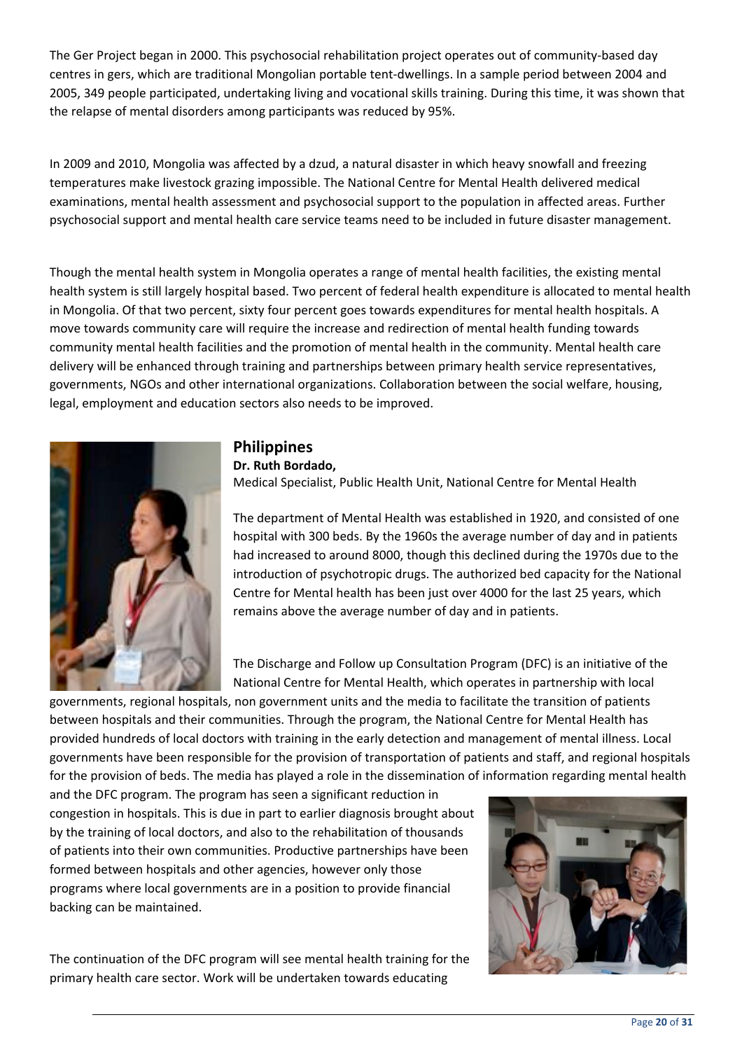The Ger Project began in 2000. This psychosocial rehabilitation project operates out of community-based day centres in gers, which are traditional Mongolian portable tent-dwellings. In a sample period between 2004 and 2005, 349 people participated, undertaking living and vocational skills training. During this time, it was shown that the relapse of mental disorders among participants was reduced by 95%.

In 2009 and 2010, Mongolia was affected by a dzud, a natural disaster in which heavy snowfall and freezing temperatures make livestock grazing impossible. The National Centre for Mental Health delivered medical examinations, mental health assessment and psychosocial support to the population in affected areas. Further psychosocial support and mental health care service teams need to be included in future disaster management.

Though the mental health system in Mongolia operates a range of mental health facilities, the existing mental health system is still largely hospital based. Two percent of federal health expenditure is allocated to mental health in Mongolia. Of that two percent, sixty four percent goes towards expenditures for mental health hospitals. A move towards community care will require the increase and redirection of mental health funding towards community mental health facilities and the promotion of mental health in the community. Mental health care delivery will be enhanced through training and partnerships between primary health service representatives, governments, NGOs and other international organizations. Collaboration between the social welfare, housing, legal, employment and education sectors also needs to be improved.

## Philippines

**Dr. Ruth Bordado,**
Medical Specialist, Public Health Unit, National Centre for Mental Health

The department of Mental Health was established in 1920, and consisted of one hospital with 300 beds. By the 1960s the average number of day and in patients had increased to around 8000, though this declined during the 1970s due to the introduction of psychotropic drugs. The authorized bed capacity for the National Centre for Mental health has been just over 4000 for the last 25 years, which remains above the average number of day and in patients.

The Discharge and Follow up Consultation Program (DFC) is an initiative of the National Centre for Mental Health, which operates in partnership with local governments, regional hospitals, non government units and the media to facilitate the transition of patients between hospitals and their communities. Through the program, the National Centre for Mental Health has provided hundreds of local doctors with training in the early detection and management of mental illness. Local governments have been responsible for the provision of transportation of patients and staff, and regional hospitals for the provision of beds. The media has played a role in the dissemination of information regarding mental health and the DFC program. The program has seen a significant reduction in congestion in hospitals. This is due in part to earlier diagnosis brought about by the training of local doctors, and also to the rehabilitation of thousands of patients into their own communities. Productive partnerships have been formed between hospitals and other agencies, however only those programs where local governments are in a position to provide financial backing can be maintained.

The continuation of the DFC program will see mental health training for the primary health care sector. Work will be undertaken towards educating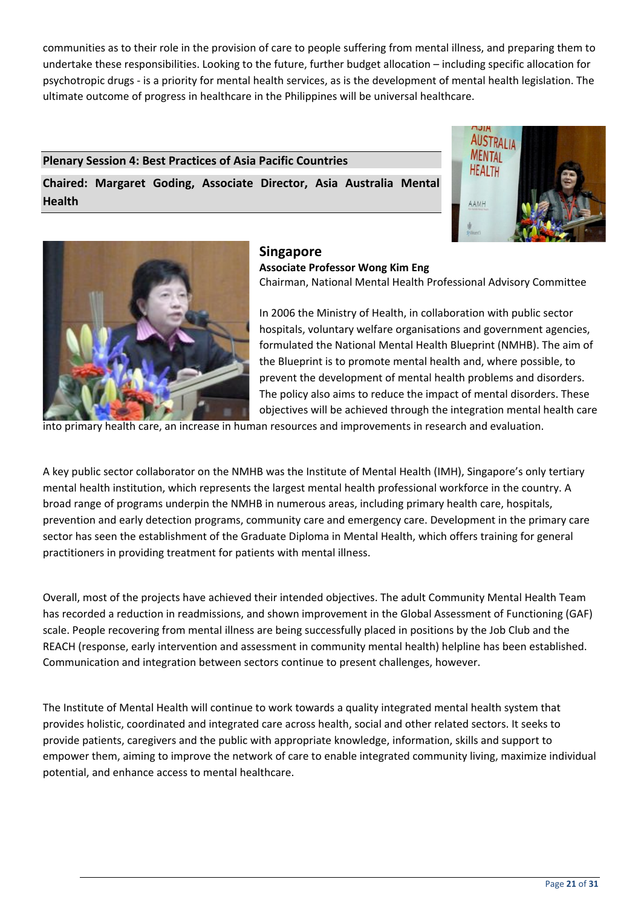communities as to their role in the provision of care to people suffering from mental illness, and preparing them to undertake these responsibilities. Looking to the future, further budget allocation – including specific allocation for psychotropic drugs - is a priority for mental health services, as is the development of mental health legislation. The ultimate outcome of progress in healthcare in the Philippines will be universal healthcare.

## Plenary Session 4: Best Practices of Asia Pacific Countries

**Chaired: Margaret Goding, Associate Director, Asia Australia Mental Health**

### Singapore

**Associate Professor Wong Kim Eng**
Chairman, National Mental Health Professional Advisory Committee

In 2006 the Ministry of Health, in collaboration with public sector hospitals, voluntary welfare organisations and government agencies, formulated the National Mental Health Blueprint (NMHB). The aim of the Blueprint is to promote mental health and, where possible, to prevent the development of mental health problems and disorders. The policy also aims to reduce the impact of mental disorders. These objectives will be achieved through the integration mental health care into primary health care, an increase in human resources and improvements in research and evaluation.

A key public sector collaborator on the NMHB was the Institute of Mental Health (IMH), Singapore's only tertiary mental health institution, which represents the largest mental health professional workforce in the country. A broad range of programs underpin the NMHB in numerous areas, including primary health care, hospitals, prevention and early detection programs, community care and emergency care. Development in the primary care sector has seen the establishment of the Graduate Diploma in Mental Health, which offers training for general practitioners in providing treatment for patients with mental illness.

Overall, most of the projects have achieved their intended objectives. The adult Community Mental Health Team has recorded a reduction in readmissions, and shown improvement in the Global Assessment of Functioning (GAF) scale. People recovering from mental illness are being successfully placed in positions by the Job Club and the REACH (response, early intervention and assessment in community mental health) helpline has been established. Communication and integration between sectors continue to present challenges, however.

The Institute of Mental Health will continue to work towards a quality integrated mental health system that provides holistic, coordinated and integrated care across health, social and other related sectors. It seeks to provide patients, caregivers and the public with appropriate knowledge, information, skills and support to empower them, aiming to improve the network of care to enable integrated community living, maximize individual potential, and enhance access to mental healthcare.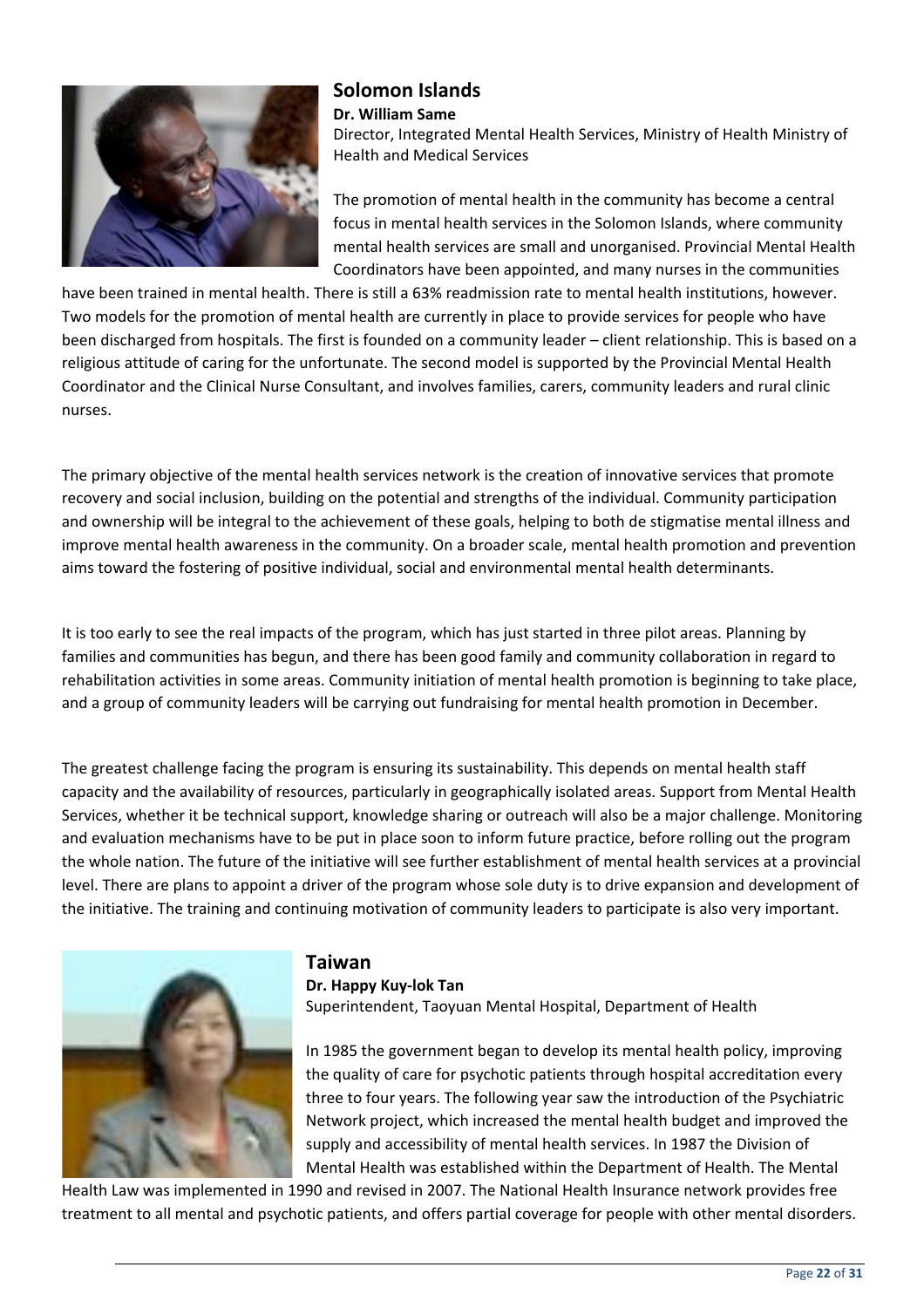## Solomon Islands

**Dr. William Same**

Director, Integrated Mental Health Services, Ministry of Health Ministry of Health and Medical Services

The promotion of mental health in the community has become a central focus in mental health services in the Solomon Islands, where community mental health services are small and unorganised. Provincial Mental Health Coordinators have been appointed, and many nurses in the communities have been trained in mental health. There is still a 63% readmission rate to mental health institutions, however. Two models for the promotion of mental health are currently in place to provide services for people who have been discharged from hospitals. The first is founded on a community leader – client relationship. This is based on a religious attitude of caring for the unfortunate. The second model is supported by the Provincial Mental Health Coordinator and the Clinical Nurse Consultant, and involves families, carers, community leaders and rural clinic nurses.

The primary objective of the mental health services network is the creation of innovative services that promote recovery and social inclusion, building on the potential and strengths of the individual. Community participation and ownership will be integral to the achievement of these goals, helping to both de stigmatise mental illness and improve mental health awareness in the community. On a broader scale, mental health promotion and prevention aims toward the fostering of positive individual, social and environmental mental health determinants.

It is too early to see the real impacts of the program, which has just started in three pilot areas. Planning by families and communities has begun, and there has been good family and community collaboration in regard to rehabilitation activities in some areas. Community initiation of mental health promotion is beginning to take place, and a group of community leaders will be carrying out fundraising for mental health promotion in December.

The greatest challenge facing the program is ensuring its sustainability. This depends on mental health staff capacity and the availability of resources, particularly in geographically isolated areas. Support from Mental Health Services, whether it be technical support, knowledge sharing or outreach will also be a major challenge. Monitoring and evaluation mechanisms have to be put in place soon to inform future practice, before rolling out the program the whole nation. The future of the initiative will see further establishment of mental health services at a provincial level. There are plans to appoint a driver of the program whose sole duty is to drive expansion and development of the initiative. The training and continuing motivation of community leaders to participate is also very important.

## Taiwan

**Dr. Happy Kuy-lok Tan**

Superintendent, Taoyuan Mental Hospital, Department of Health

In 1985 the government began to develop its mental health policy, improving the quality of care for psychotic patients through hospital accreditation every three to four years. The following year saw the introduction of the Psychiatric Network project, which increased the mental health budget and improved the supply and accessibility of mental health services. In 1987 the Division of Mental Health was established within the Department of Health. The Mental Health Law was implemented in 1990 and revised in 2007. The National Health Insurance network provides free treatment to all mental and psychotic patients, and offers partial coverage for people with other mental disorders.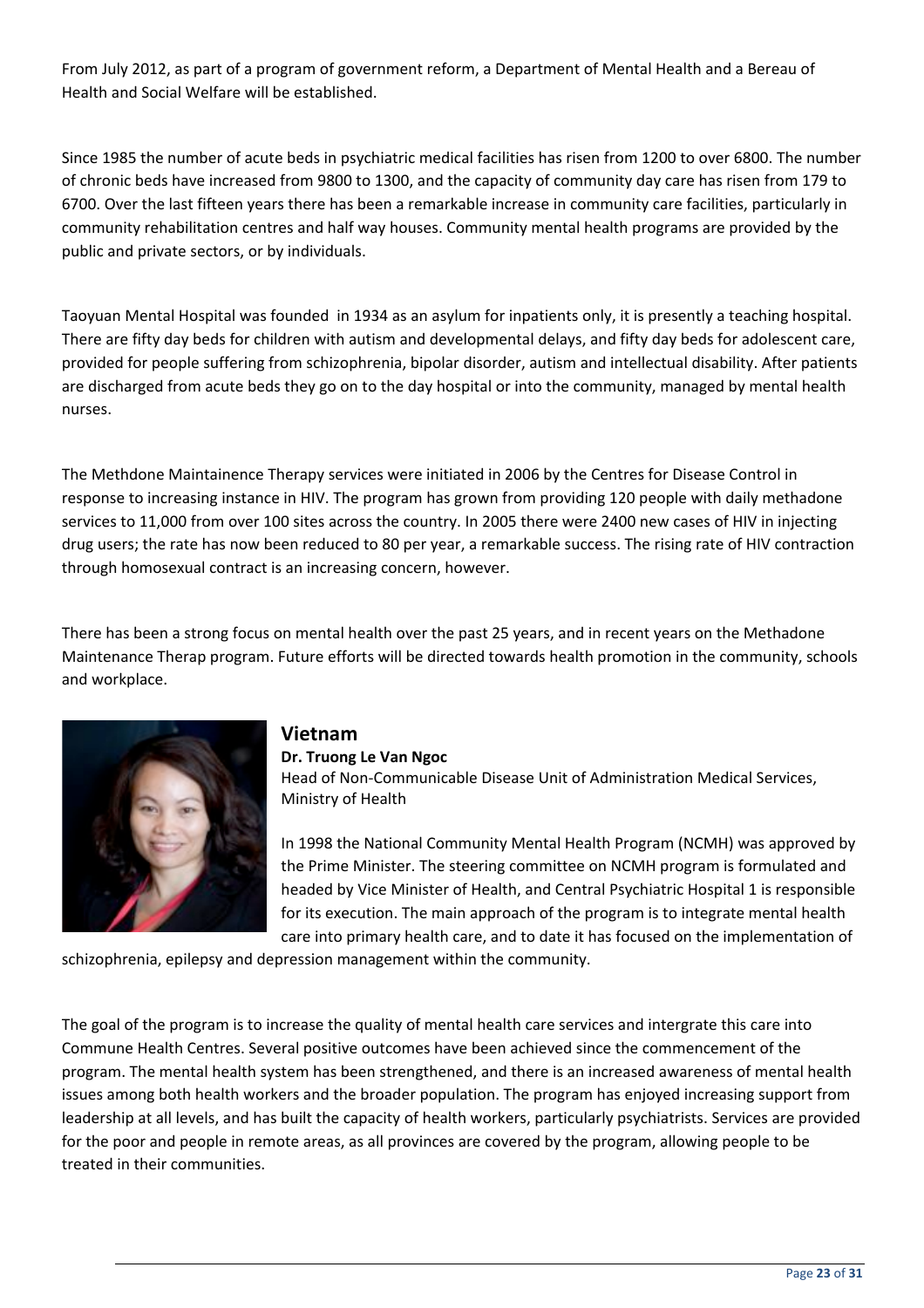From July 2012, as part of a program of government reform, a Department of Mental Health and a Bereau of Health and Social Welfare will be established.

Since 1985 the number of acute beds in psychiatric medical facilities has risen from 1200 to over 6800. The number of chronic beds have increased from 9800 to 1300, and the capacity of community day care has risen from 179 to 6700. Over the last fifteen years there has been a remarkable increase in community care facilities, particularly in community rehabilitation centres and half way houses. Community mental health programs are provided by the public and private sectors, or by individuals.

Taoyuan Mental Hospital was founded in 1934 as an asylum for inpatients only, it is presently a teaching hospital. There are fifty day beds for children with autism and developmental delays, and fifty day beds for adolescent care, provided for people suffering from schizophrenia, bipolar disorder, autism and intellectual disability. After patients are discharged from acute beds they go on to the day hospital or into the community, managed by mental health nurses.

The Methdone Maintainence Therapy services were initiated in 2006 by the Centres for Disease Control in response to increasing instance in HIV. The program has grown from providing 120 people with daily methadone services to 11,000 from over 100 sites across the country. In 2005 there were 2400 new cases of HIV in injecting drug users; the rate has now been reduced to 80 per year, a remarkable success. The rising rate of HIV contraction through homosexual contract is an increasing concern, however.

There has been a strong focus on mental health over the past 25 years, and in recent years on the Methadone Maintenance Therap program. Future efforts will be directed towards health promotion in the community, schools and workplace.

## Vietnam

**Dr. Truong Le Van Ngoc**
Head of Non-Communicable Disease Unit of Administration Medical Services, Ministry of Health

In 1998 the National Community Mental Health Program (NCMH) was approved by the Prime Minister. The steering committee on NCMH program is formulated and headed by Vice Minister of Health, and Central Psychiatric Hospital 1 is responsible for its execution. The main approach of the program is to integrate mental health care into primary health care, and to date it has focused on the implementation of schizophrenia, epilepsy and depression management within the community.

The goal of the program is to increase the quality of mental health care services and intergrate this care into Commune Health Centres. Several positive outcomes have been achieved since the commencement of the program. The mental health system has been strengthened, and there is an increased awareness of mental health issues among both health workers and the broader population. The program has enjoyed increasing support from leadership at all levels, and has built the capacity of health workers, particularly psychiatrists. Services are provided for the poor and people in remote areas, as all provinces are covered by the program, allowing people to be treated in their communities.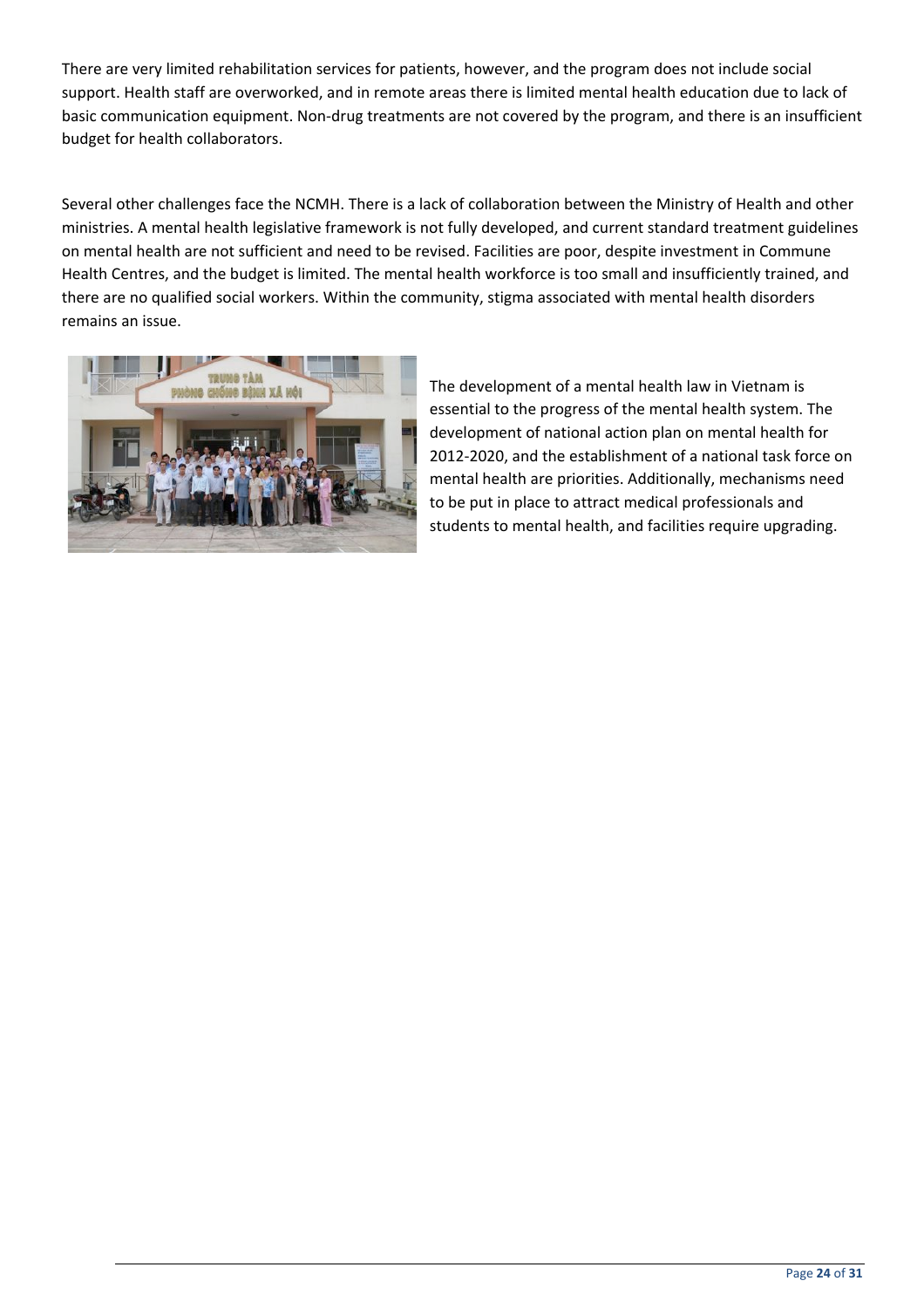There are very limited rehabilitation services for patients, however, and the program does not include social support. Health staff are overworked, and in remote areas there is limited mental health education due to lack of basic communication equipment. Non-drug treatments are not covered by the program, and there is an insufficient budget for health collaborators.

Several other challenges face the NCMH. There is a lack of collaboration between the Ministry of Health and other ministries. A mental health legislative framework is not fully developed, and current standard treatment guidelines on mental health are not sufficient and need to be revised. Facilities are poor, despite investment in Commune Health Centres, and the budget is limited. The mental health workforce is too small and insufficiently trained, and there are no qualified social workers. Within the community, stigma associated with mental health disorders remains an issue.

The development of a mental health law in Vietnam is essential to the progress of the mental health system. The development of national action plan on mental health for 2012-2020, and the establishment of a national task force on mental health are priorities. Additionally, mechanisms need to be put in place to attract medical professionals and students to mental health, and facilities require upgrading.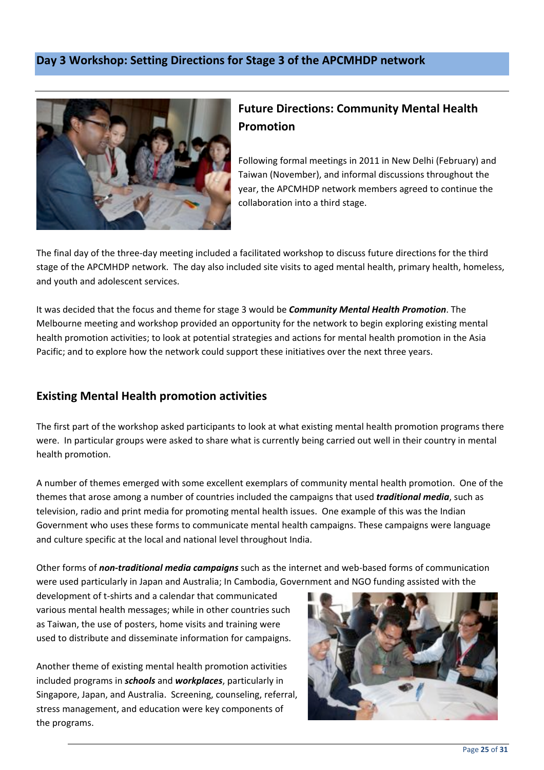## Day 3 Workshop: Setting Directions for Stage 3 of the APCMHDP network

### Future Directions: Community Mental Health Promotion

Following formal meetings in 2011 in New Delhi (February) and Taiwan (November), and informal discussions throughout the year, the APCMHDP network members agreed to continue the collaboration into a third stage.

The final day of the three-day meeting included a facilitated workshop to discuss future directions for the third stage of the APCMHDP network. The day also included site visits to aged mental health, primary health, homeless, and youth and adolescent services.

It was decided that the focus and theme for stage 3 would be ***Community Mental Health Promotion***. The Melbourne meeting and workshop provided an opportunity for the network to begin exploring existing mental health promotion activities; to look at potential strategies and actions for mental health promotion in the Asia Pacific; and to explore how the network could support these initiatives over the next three years.

### Existing Mental Health promotion activities

The first part of the workshop asked participants to look at what existing mental health promotion programs there were. In particular groups were asked to share what is currently being carried out well in their country in mental health promotion.

A number of themes emerged with some excellent exemplars of community mental health promotion. One of the themes that arose among a number of countries included the campaigns that used ***traditional media***, such as television, radio and print media for promoting mental health issues. One example of this was the Indian Government who uses these forms to communicate mental health campaigns. These campaigns were language and culture specific at the local and national level throughout India.

Other forms of ***non-traditional media campaigns*** such as the internet and web-based forms of communication were used particularly in Japan and Australia; In Cambodia, Government and NGO funding assisted with the development of t-shirts and a calendar that communicated various mental health messages; while in other countries such as Taiwan, the use of posters, home visits and training were used to distribute and disseminate information for campaigns.

Another theme of existing mental health promotion activities included programs in ***schools*** and ***workplaces***, particularly in Singapore, Japan, and Australia. Screening, counseling, referral, stress management, and education were key components of the programs.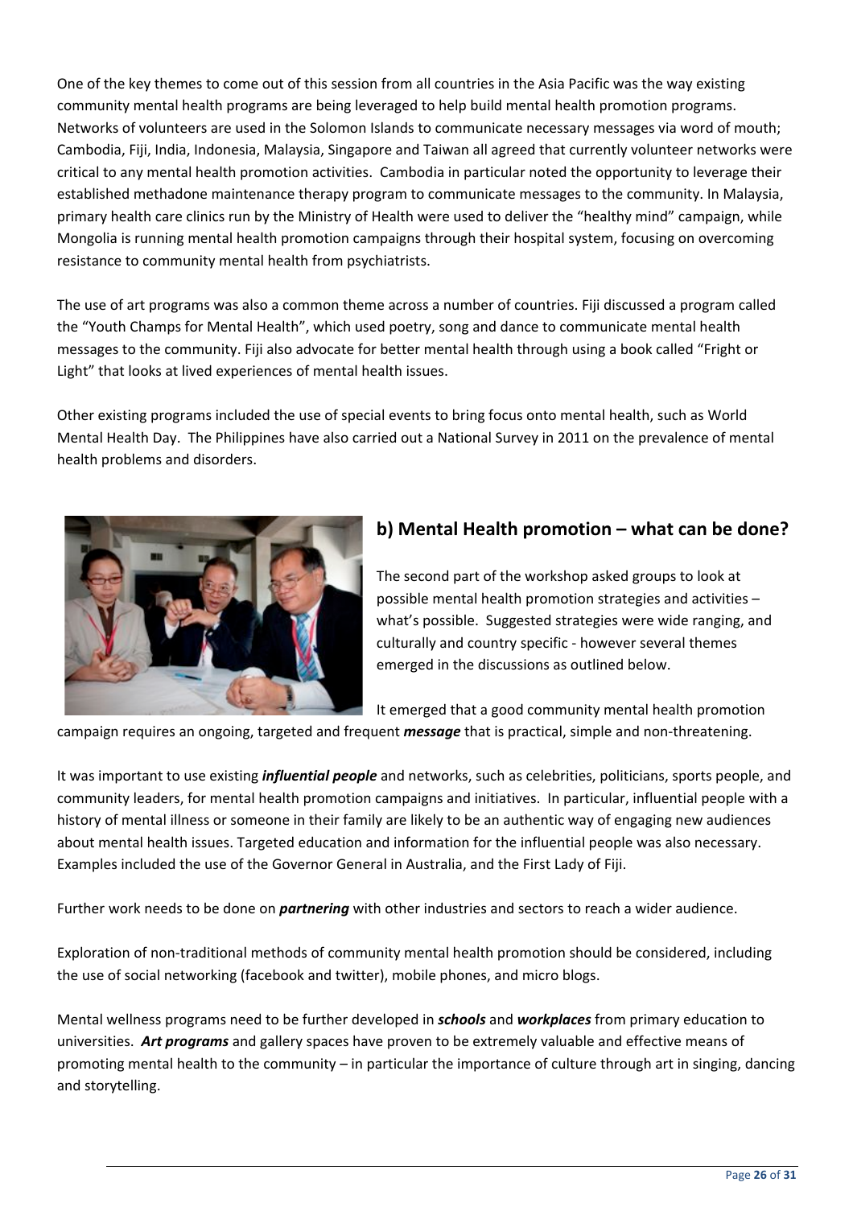One of the key themes to come out of this session from all countries in the Asia Pacific was the way existing community mental health programs are being leveraged to help build mental health promotion programs. Networks of volunteers are used in the Solomon Islands to communicate necessary messages via word of mouth; Cambodia, Fiji, India, Indonesia, Malaysia, Singapore and Taiwan all agreed that currently volunteer networks were critical to any mental health promotion activities. Cambodia in particular noted the opportunity to leverage their established methadone maintenance therapy program to communicate messages to the community. In Malaysia, primary health care clinics run by the Ministry of Health were used to deliver the "healthy mind" campaign, while Mongolia is running mental health promotion campaigns through their hospital system, focusing on overcoming resistance to community mental health from psychiatrists.

The use of art programs was also a common theme across a number of countries. Fiji discussed a program called the "Youth Champs for Mental Health", which used poetry, song and dance to communicate mental health messages to the community. Fiji also advocate for better mental health through using a book called "Fright or Light" that looks at lived experiences of mental health issues.

Other existing programs included the use of special events to bring focus onto mental health, such as World Mental Health Day. The Philippines have also carried out a National Survey in 2011 on the prevalence of mental health problems and disorders.

## b) Mental Health promotion – what can be done?

The second part of the workshop asked groups to look at possible mental health promotion strategies and activities – what's possible. Suggested strategies were wide ranging, and culturally and country specific - however several themes emerged in the discussions as outlined below.

It emerged that a good community mental health promotion campaign requires an ongoing, targeted and frequent ***message*** that is practical, simple and non-threatening.

It was important to use existing ***influential people*** and networks, such as celebrities, politicians, sports people, and community leaders, for mental health promotion campaigns and initiatives. In particular, influential people with a history of mental illness or someone in their family are likely to be an authentic way of engaging new audiences about mental health issues. Targeted education and information for the influential people was also necessary. Examples included the use of the Governor General in Australia, and the First Lady of Fiji.

Further work needs to be done on ***partnering*** with other industries and sectors to reach a wider audience.

Exploration of non-traditional methods of community mental health promotion should be considered, including the use of social networking (facebook and twitter), mobile phones, and micro blogs.

Mental wellness programs need to be further developed in ***schools*** and ***workplaces*** from primary education to universities. ***Art programs*** and gallery spaces have proven to be extremely valuable and effective means of promoting mental health to the community – in particular the importance of culture through art in singing, dancing and storytelling.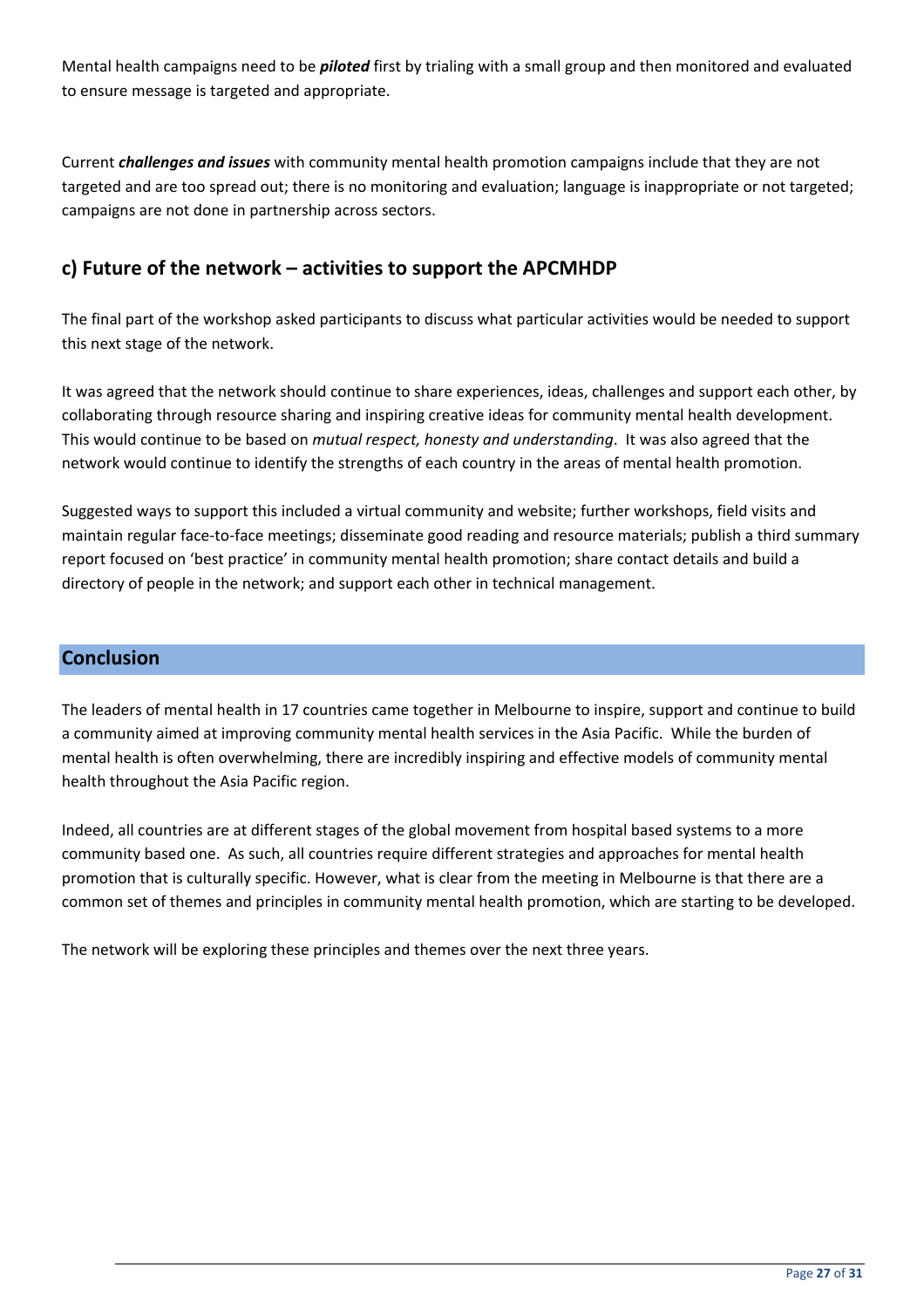Mental health campaigns need to be ***piloted*** first by trialing with a small group and then monitored and evaluated to ensure message is targeted and appropriate.

Current ***challenges and issues*** with community mental health promotion campaigns include that they are not targeted and are too spread out; there is no monitoring and evaluation; language is inappropriate or not targeted; campaigns are not done in partnership across sectors.

## c) Future of the network – activities to support the APCMHDP

The final part of the workshop asked participants to discuss what particular activities would be needed to support this next stage of the network.

It was agreed that the network should continue to share experiences, ideas, challenges and support each other, by collaborating through resource sharing and inspiring creative ideas for community mental health development. This would continue to be based on *mutual respect, honesty and understanding*. It was also agreed that the network would continue to identify the strengths of each country in the areas of mental health promotion.

Suggested ways to support this included a virtual community and website; further workshops, field visits and maintain regular face-to-face meetings; disseminate good reading and resource materials; publish a third summary report focused on 'best practice' in community mental health promotion; share contact details and build a directory of people in the network; and support each other in technical management.

## Conclusion

The leaders of mental health in 17 countries came together in Melbourne to inspire, support and continue to build a community aimed at improving community mental health services in the Asia Pacific. While the burden of mental health is often overwhelming, there are incredibly inspiring and effective models of community mental health throughout the Asia Pacific region.

Indeed, all countries are at different stages of the global movement from hospital based systems to a more community based one. As such, all countries require different strategies and approaches for mental health promotion that is culturally specific. However, what is clear from the meeting in Melbourne is that there are a common set of themes and principles in community mental health promotion, which are starting to be developed.

The network will be exploring these principles and themes over the next three years.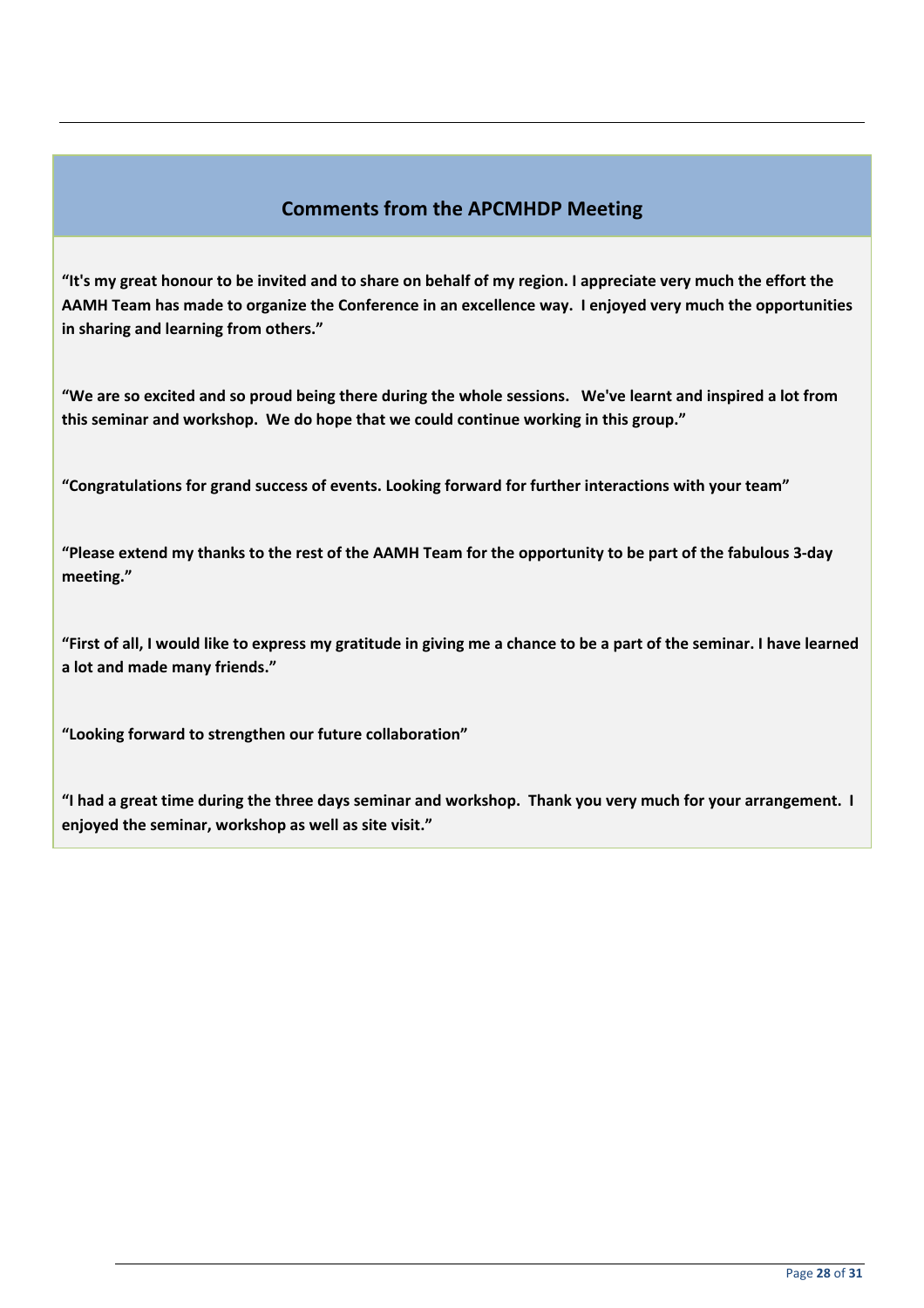## Comments from the APCMHDP Meeting

**"It's my great honour to be invited and to share on behalf of my region. I appreciate very much the effort the AAMH Team has made to organize the Conference in an excellence way. I enjoyed very much the opportunities in sharing and learning from others."**

**"We are so excited and so proud being there during the whole sessions. We've learnt and inspired a lot from this seminar and workshop. We do hope that we could continue working in this group."**

**"Congratulations for grand success of events. Looking forward for further interactions with your team"**

**"Please extend my thanks to the rest of the AAMH Team for the opportunity to be part of the fabulous 3-day meeting."**

**"First of all, I would like to express my gratitude in giving me a chance to be a part of the seminar. I have learned a lot and made many friends."**

**"Looking forward to strengthen our future collaboration"**

**"I had a great time during the three days seminar and workshop. Thank you very much for your arrangement. I enjoyed the seminar, workshop as well as site visit."**